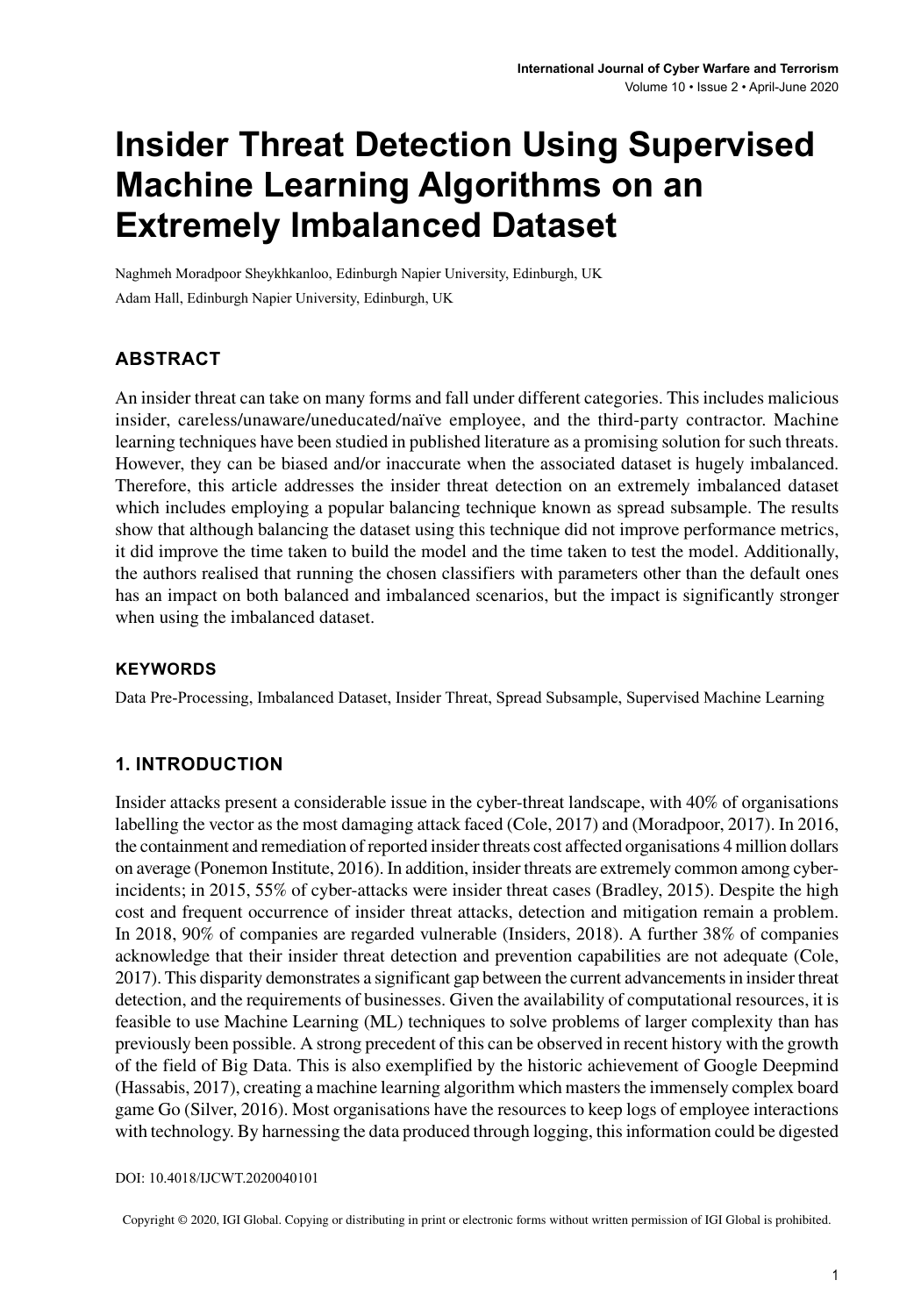# Insider Threat Detection Using Supervised Machine Learning Algorithms on an Extremely Imbalanced Dataset

Naghmeh Moradpoor Sheykhkanloo, Edinburgh Napier University, Edinburgh, UK

Adam Hall, Edinburgh Napier University, Edinburgh, UK

## ABSTRACT

An insider threat can take on many forms and fall under different categories. This includes malicious insider, careless/unaware/uneducated/naïve employee, and the third-party contractor. Machine learning techniques have been studied in published literature as a promising solution for such threats. However, they can be biased and/or inaccurate when the associated dataset is hugely imbalanced. Therefore, this article addresses the insider threat detection on an extremely imbalanced dataset which includes employing a popular balancing technique known as spread subsample. The results show that although balancing the dataset using this technique did not improve performance metrics, it did improve the time taken to build the model and the time taken to test the model. Additionally, the authors realised that running the chosen classifiers with parameters other than the default ones has an impact on both balanced and imbalanced scenarios, but the impact is significantly stronger when using the imbalanced dataset.

### KEYWORDS

Data Pre-Processing, Imbalanced Dataset, Insider Threat, Spread Subsample, Supervised Machine Learning

## 1. INTRODUCTION

Insider attacks present a considerable issue in the cyber-threat landscape, with 40% of organisations labelling the vector as the most damaging attack faced (Cole, 2017) and (Moradpoor, 2017). In 2016, the containment and remediation of reported insider threats cost affected organisations 4 million dollars on average (Ponemon Institute, 2016). In addition, insider threats are extremely common among cyber-incidents; in 2015, 55% of cyber-attacks were insider threat cases (Bradley, 2015). Despite the high cost and frequent occurrence of insider threat attacks, detection and mitigation remain a problem. In 2018, 90% of companies are regarded vulnerable (Insiders, 2018). A further 38% of companies acknowledge that their insider threat detection and prevention capabilities are not adequate (Cole, 2017). This disparity demonstrates a significant gap between the current advancements in insider threat detection, and the requirements of businesses. Given the availability of computational resources, it is feasible to use Machine Learning (ML) techniques to solve problems of larger complexity than has previously been possible. A strong precedent of this can be observed in recent history with the growth of the field of Big Data. This is also exemplified by the historic achievement of Google Deepmind (Hassabis, 2017), creating a machine learning algorithm which masters the immensely complex board game Go (Silver, 2016). Most organisations have the resources to keep logs of employee interactions with technology. By harnessing the data produced through logging, this information could be digested

DOI: 10.4018/IJCWT.2020040101

Copyright © 2020, IGI Global. Copying or distributing in print or electronic forms without written permission of IGI Global is prohibited.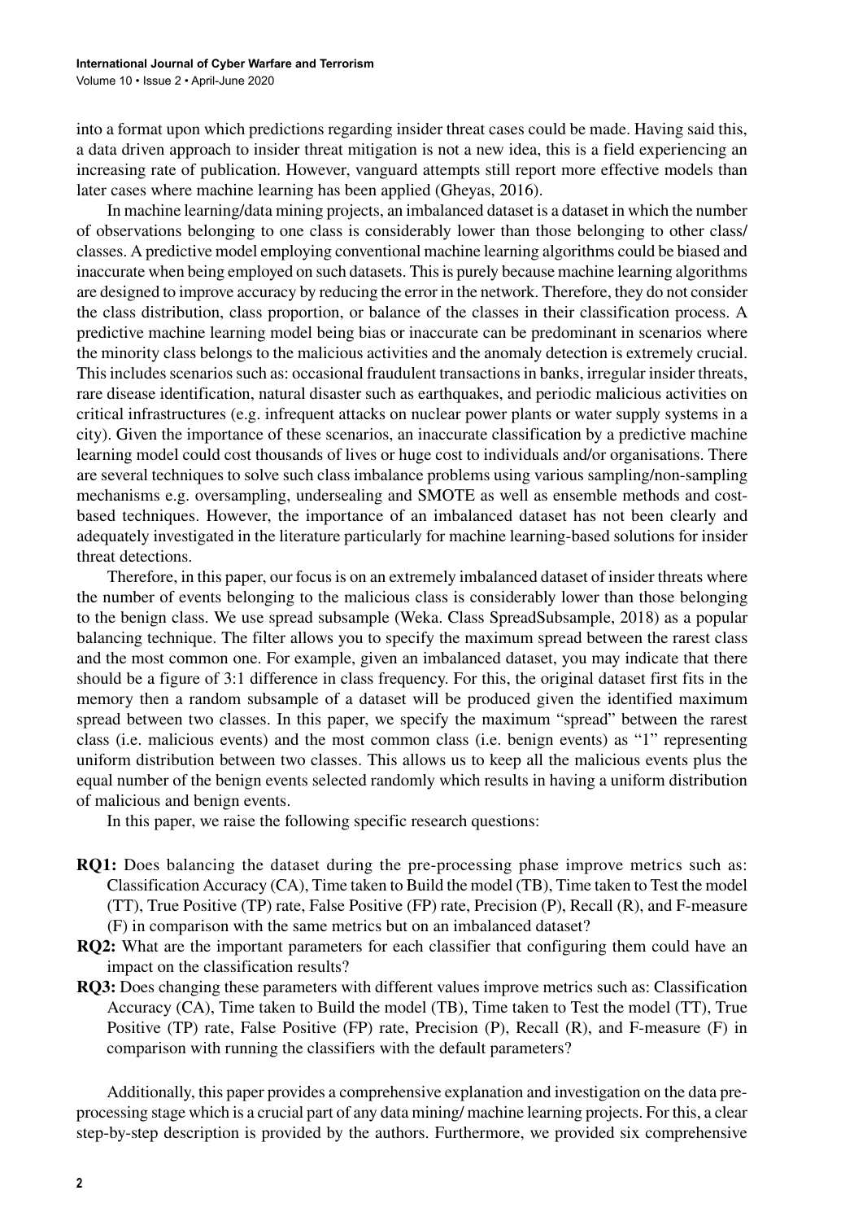into a format upon which predictions regarding insider threat cases could be made. Having said this, a data driven approach to insider threat mitigation is not a new idea, this is a field experiencing an increasing rate of publication. However, vanguard attempts still report more effective models than later cases where machine learning has been applied (Gheyas, 2016).

In machine learning/data mining projects, an imbalanced dataset is a dataset in which the number of observations belonging to one class is considerably lower than those belonging to other class/classes. A predictive model employing conventional machine learning algorithms could be biased and inaccurate when being employed on such datasets. This is purely because machine learning algorithms are designed to improve accuracy by reducing the error in the network. Therefore, they do not consider the class distribution, class proportion, or balance of the classes in their classification process. A predictive machine learning model being bias or inaccurate can be predominant in scenarios where the minority class belongs to the malicious activities and the anomaly detection is extremely crucial. This includes scenarios such as: occasional fraudulent transactions in banks, irregular insider threats, rare disease identification, natural disaster such as earthquakes, and periodic malicious activities on critical infrastructures (e.g. infrequent attacks on nuclear power plants or water supply systems in a city). Given the importance of these scenarios, an inaccurate classification by a predictive machine learning model could cost thousands of lives or huge cost to individuals and/or organisations. There are several techniques to solve such class imbalance problems using various sampling/non-sampling mechanisms e.g. oversampling, undersealing and SMOTE as well as ensemble methods and cost-based techniques. However, the importance of an imbalanced dataset has not been clearly and adequately investigated in the literature particularly for machine learning-based solutions for insider threat detections.

Therefore, in this paper, our focus is on an extremely imbalanced dataset of insider threats where the number of events belonging to the malicious class is considerably lower than those belonging to the benign class. We use spread subsample (Weka. Class SpreadSubsample, 2018) as a popular balancing technique. The filter allows you to specify the maximum spread between the rarest class and the most common one. For example, given an imbalanced dataset, you may indicate that there should be a figure of 3:1 difference in class frequency. For this, the original dataset first fits in the memory then a random subsample of a dataset will be produced given the identified maximum spread between two classes. In this paper, we specify the maximum "spread" between the rarest class (i.e. malicious events) and the most common class (i.e. benign events) as "1" representing uniform distribution between two classes. This allows us to keep all the malicious events plus the equal number of the benign events selected randomly which results in having a uniform distribution of malicious and benign events.

In this paper, we raise the following specific research questions:

- **RQ1:** Does balancing the dataset during the pre-processing phase improve metrics such as: Classification Accuracy (CA), Time taken to Build the model (TB), Time taken to Test the model (TT), True Positive (TP) rate, False Positive (FP) rate, Precision (P), Recall (R), and F-measure (F) in comparison with the same metrics but on an imbalanced dataset?
- **RQ2:** What are the important parameters for each classifier that configuring them could have an impact on the classification results?
- **RQ3:** Does changing these parameters with different values improve metrics such as: Classification Accuracy (CA), Time taken to Build the model (TB), Time taken to Test the model (TT), True Positive (TP) rate, False Positive (FP) rate, Precision (P), Recall (R), and F-measure (F) in comparison with running the classifiers with the default parameters?

Additionally, this paper provides a comprehensive explanation and investigation on the data pre-processing stage which is a crucial part of any data mining/ machine learning projects. For this, a clear step-by-step description is provided by the authors. Furthermore, we provided six comprehensive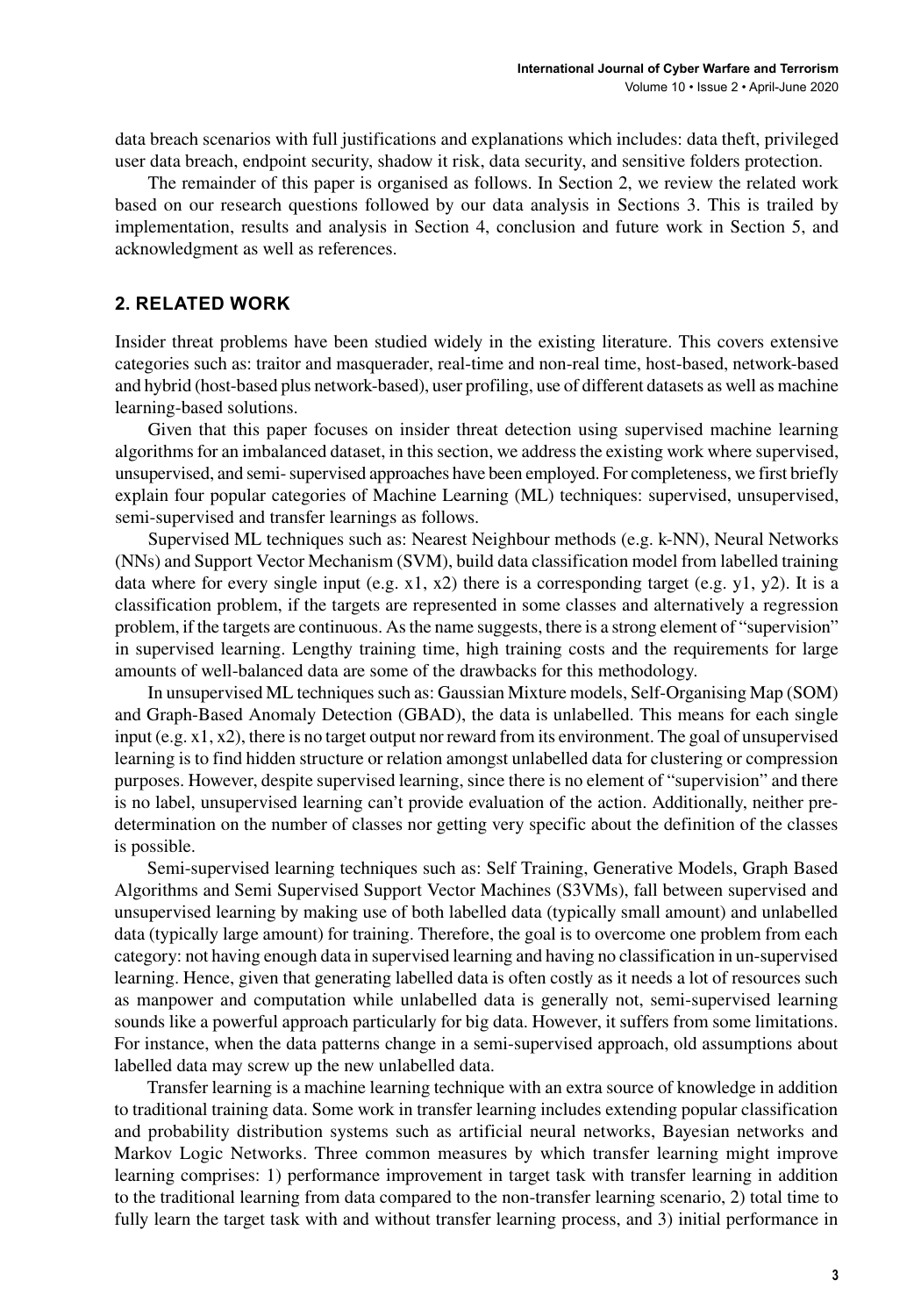data breach scenarios with full justifications and explanations which includes: data theft, privileged user data breach, endpoint security, shadow it risk, data security, and sensitive folders protection.

The remainder of this paper is organised as follows. In Section 2, we review the related work based on our research questions followed by our data analysis in Sections 3. This is trailed by implementation, results and analysis in Section 4, conclusion and future work in Section 5, and acknowledgment as well as references.

## 2. RELATED WORK

Insider threat problems have been studied widely in the existing literature. This covers extensive categories such as: traitor and masquerader, real-time and non-real time, host-based, network-based and hybrid (host-based plus network-based), user profiling, use of different datasets as well as machine learning-based solutions.

Given that this paper focuses on insider threat detection using supervised machine learning algorithms for an imbalanced dataset, in this section, we address the existing work where supervised, unsupervised, and semi- supervised approaches have been employed. For completeness, we first briefly explain four popular categories of Machine Learning (ML) techniques: supervised, unsupervised, semi-supervised and transfer learnings as follows.

Supervised ML techniques such as: Nearest Neighbour methods (e.g. k-NN), Neural Networks (NNs) and Support Vector Mechanism (SVM), build data classification model from labelled training data where for every single input (e.g. x1, x2) there is a corresponding target (e.g. y1, y2). It is a classification problem, if the targets are represented in some classes and alternatively a regression problem, if the targets are continuous. As the name suggests, there is a strong element of "supervision" in supervised learning. Lengthy training time, high training costs and the requirements for large amounts of well-balanced data are some of the drawbacks for this methodology.

In unsupervised ML techniques such as: Gaussian Mixture models, Self-Organising Map (SOM) and Graph-Based Anomaly Detection (GBAD), the data is unlabelled. This means for each single input (e.g. x1, x2), there is no target output nor reward from its environment. The goal of unsupervised learning is to find hidden structure or relation amongst unlabelled data for clustering or compression purposes. However, despite supervised learning, since there is no element of "supervision" and there is no label, unsupervised learning can't provide evaluation of the action. Additionally, neither pre-determination on the number of classes nor getting very specific about the definition of the classes is possible.

Semi-supervised learning techniques such as: Self Training, Generative Models, Graph Based Algorithms and Semi Supervised Support Vector Machines (S3VMs), fall between supervised and unsupervised learning by making use of both labelled data (typically small amount) and unlabelled data (typically large amount) for training. Therefore, the goal is to overcome one problem from each category: not having enough data in supervised learning and having no classification in un-supervised learning. Hence, given that generating labelled data is often costly as it needs a lot of resources such as manpower and computation while unlabelled data is generally not, semi-supervised learning sounds like a powerful approach particularly for big data. However, it suffers from some limitations. For instance, when the data patterns change in a semi-supervised approach, old assumptions about labelled data may screw up the new unlabelled data.

Transfer learning is a machine learning technique with an extra source of knowledge in addition to traditional training data. Some work in transfer learning includes extending popular classification and probability distribution systems such as artificial neural networks, Bayesian networks and Markov Logic Networks. Three common measures by which transfer learning might improve learning comprises: 1) performance improvement in target task with transfer learning in addition to the traditional learning from data compared to the non-transfer learning scenario, 2) total time to fully learn the target task with and without transfer learning process, and 3) initial performance in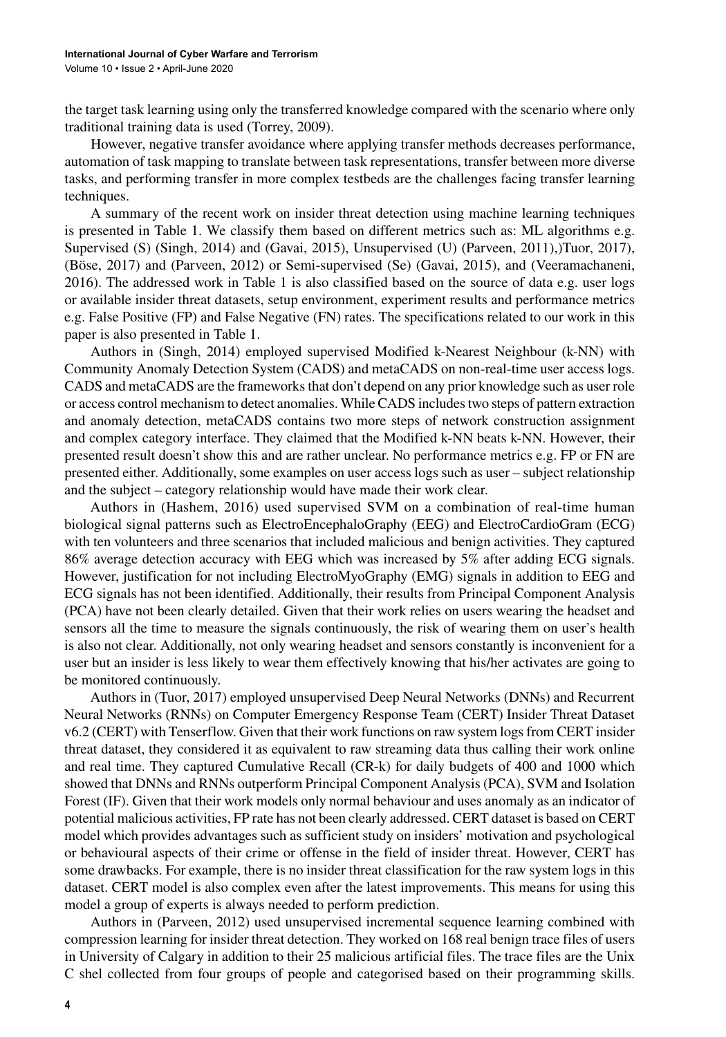the target task learning using only the transferred knowledge compared with the scenario where only traditional training data is used (Torrey, 2009).

However, negative transfer avoidance where applying transfer methods decreases performance, automation of task mapping to translate between task representations, transfer between more diverse tasks, and performing transfer in more complex testbeds are the challenges facing transfer learning techniques.

A summary of the recent work on insider threat detection using machine learning techniques is presented in Table 1. We classify them based on different metrics such as: ML algorithms e.g. Supervised (S) (Singh, 2014) and (Gavai, 2015), Unsupervised (U) (Parveen, 2011),)Tuor, 2017), (Böse, 2017) and (Parveen, 2012) or Semi-supervised (Se) (Gavai, 2015), and (Veeramachaneni, 2016). The addressed work in Table 1 is also classified based on the source of data e.g. user logs or available insider threat datasets, setup environment, experiment results and performance metrics e.g. False Positive (FP) and False Negative (FN) rates. The specifications related to our work in this paper is also presented in Table 1.

Authors in (Singh, 2014) employed supervised Modified k-Nearest Neighbour (k-NN) with Community Anomaly Detection System (CADS) and metaCADS on non-real-time user access logs. CADS and metaCADS are the frameworks that don't depend on any prior knowledge such as user role or access control mechanism to detect anomalies. While CADS includes two steps of pattern extraction and anomaly detection, metaCADS contains two more steps of network construction assignment and complex category interface. They claimed that the Modified k-NN beats k-NN. However, their presented result doesn't show this and are rather unclear. No performance metrics e.g. FP or FN are presented either. Additionally, some examples on user access logs such as user – subject relationship and the subject – category relationship would have made their work clear.

Authors in (Hashem, 2016) used supervised SVM on a combination of real-time human biological signal patterns such as ElectroEncephaloGraphy (EEG) and ElectroCardioGram (ECG) with ten volunteers and three scenarios that included malicious and benign activities. They captured 86% average detection accuracy with EEG which was increased by 5% after adding ECG signals. However, justification for not including ElectroMyoGraphy (EMG) signals in addition to EEG and ECG signals has not been identified. Additionally, their results from Principal Component Analysis (PCA) have not been clearly detailed. Given that their work relies on users wearing the headset and sensors all the time to measure the signals continuously, the risk of wearing them on user's health is also not clear. Additionally, not only wearing headset and sensors constantly is inconvenient for a user but an insider is less likely to wear them effectively knowing that his/her activates are going to be monitored continuously.

Authors in (Tuor, 2017) employed unsupervised Deep Neural Networks (DNNs) and Recurrent Neural Networks (RNNs) on Computer Emergency Response Team (CERT) Insider Threat Dataset v6.2 (CERT) with Tenserflow. Given that their work functions on raw system logs from CERT insider threat dataset, they considered it as equivalent to raw streaming data thus calling their work online and real time. They captured Cumulative Recall (CR-k) for daily budgets of 400 and 1000 which showed that DNNs and RNNs outperform Principal Component Analysis (PCA), SVM and Isolation Forest (IF). Given that their work models only normal behaviour and uses anomaly as an indicator of potential malicious activities, FP rate has not been clearly addressed. CERT dataset is based on CERT model which provides advantages such as sufficient study on insiders' motivation and psychological or behavioural aspects of their crime or offense in the field of insider threat. However, CERT has some drawbacks. For example, there is no insider threat classification for the raw system logs in this dataset. CERT model is also complex even after the latest improvements. This means for using this model a group of experts is always needed to perform prediction.

Authors in (Parveen, 2012) used unsupervised incremental sequence learning combined with compression learning for insider threat detection. They worked on 168 real benign trace files of users in University of Calgary in addition to their 25 malicious artificial files. The trace files are the Unix C shel collected from four groups of people and categorised based on their programming skills.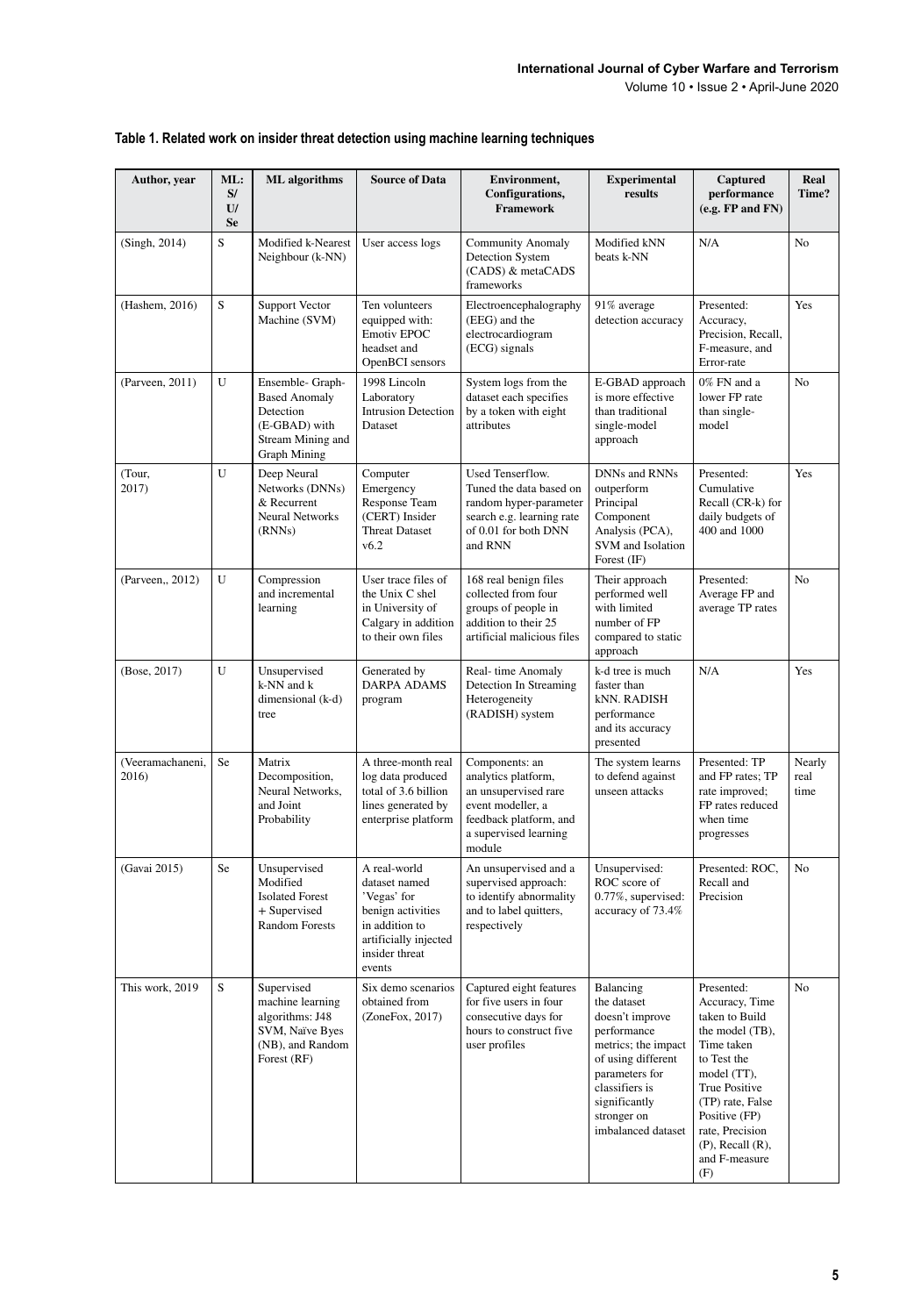**Table 1. Related work on insider threat detection using machine learning techniques**

| Author, year | ML: S/ U/ Se | ML algorithms | Source of Data | Environment, Configurations, Framework | Experimental results | Captured performance (e.g. FP and FN) | Real Time? |
|---|---|---|---|---|---|---|---|
| (Singh, 2014) | S | Modified k-Nearest Neighbour (k-NN) | User access logs | Community Anomaly Detection System (CADS) & metaCADS frameworks | Modified kNN beats k-NN | N/A | No |
| (Hashem, 2016) | S | Support Vector Machine (SVM) | Ten volunteers equipped with: Emotiv EPOC headset and OpenBCI sensors | Electroencephalography (EEG) and the electrocardiogram (ECG) signals | 91% average detection accuracy | Presented: Accuracy, Precision, Recall, F-measure, and Error-rate | Yes |
| (Parveen, 2011) | U | Ensemble- Graph-Based Anomaly Detection (E-GBAD) with Stream Mining and Graph Mining | 1998 Lincoln Laboratory Intrusion Detection Dataset | System logs from the dataset each specifies by a token with eight attributes | E-GBAD approach is more effective than traditional single-model approach | 0% FN and a lower FP rate than single-model | No |
| (Tour, 2017) | U | Deep Neural Networks (DNNs) & Recurrent Neural Networks (RNNs) | Computer Emergency Response Team (CERT) Insider Threat Dataset v6.2 | Used Tenserflow. Tuned the data based on random hyper-parameter search e.g. learning rate of 0.01 for both DNN and RNN | DNNs and RNNs outperform Principal Component Analysis (PCA), SVM and Isolation Forest (IF) | Presented: Cumulative Recall (CR-k) for daily budgets of 400 and 1000 | Yes |
| (Parveen,, 2012) | U | Compression and incremental learning | User trace files of the Unix C shel in University of Calgary in addition to their own files | 168 real benign files collected from four groups of people in addition to their 25 artificial malicious files | Their approach performed well with limited number of FP compared to static approach | Presented: Average FP and average TP rates | No |
| (Bose, 2017) | U | Unsupervised k-NN and k dimensional (k-d) tree | Generated by DARPA ADAMS program | Real- time Anomaly Detection In Streaming Heterogeneity (RADISH) system | k-d tree is much faster than kNN. RADISH performance and its accuracy presented | N/A | Yes |
| (Veeramachaneni, 2016) | Se | Matrix Decomposition, Neural Networks, and Joint Probability | A three-month real log data produced total of 3.6 billion lines generated by enterprise platform | Components: an analytics platform, an unsupervised rare event modeller, a feedback platform, and a supervised learning module | The system learns to defend against unseen attacks | Presented: TP and FP rates; TP rate improved; FP rates reduced when time progresses | Nearly real time |
| (Gavai 2015) | Se | Unsupervised Modified Isolated Forest + Supervised Random Forests | A real-world dataset named 'Vegas' for benign activities in addition to artificially injected insider threat events | An unsupervised and a supervised approach: to identify abnormality and to label quitters, respectively | Unsupervised: ROC score of 0.77%, supervised: accuracy of 73.4% | Presented: ROC, Recall and Precision | No |
| This work, 2019 | S | Supervised machine learning algorithms: J48 SVM, Naïve Byes (NB), and Random Forest (RF) | Six demo scenarios obtained from (ZoneFox, 2017) | Captured eight features for five users in four consecutive days for hours to construct five user profiles | Balancing the dataset doesn't improve performance metrics; the impact of using different parameters for classifiers is significantly stronger on imbalanced dataset | Presented: Accuracy, Time taken to Build the model (TB), Time taken to Test the model (TT), True Positive (TP) rate, False Positive (FP) rate, Precision (P), Recall (R), and F-measure (F) | No |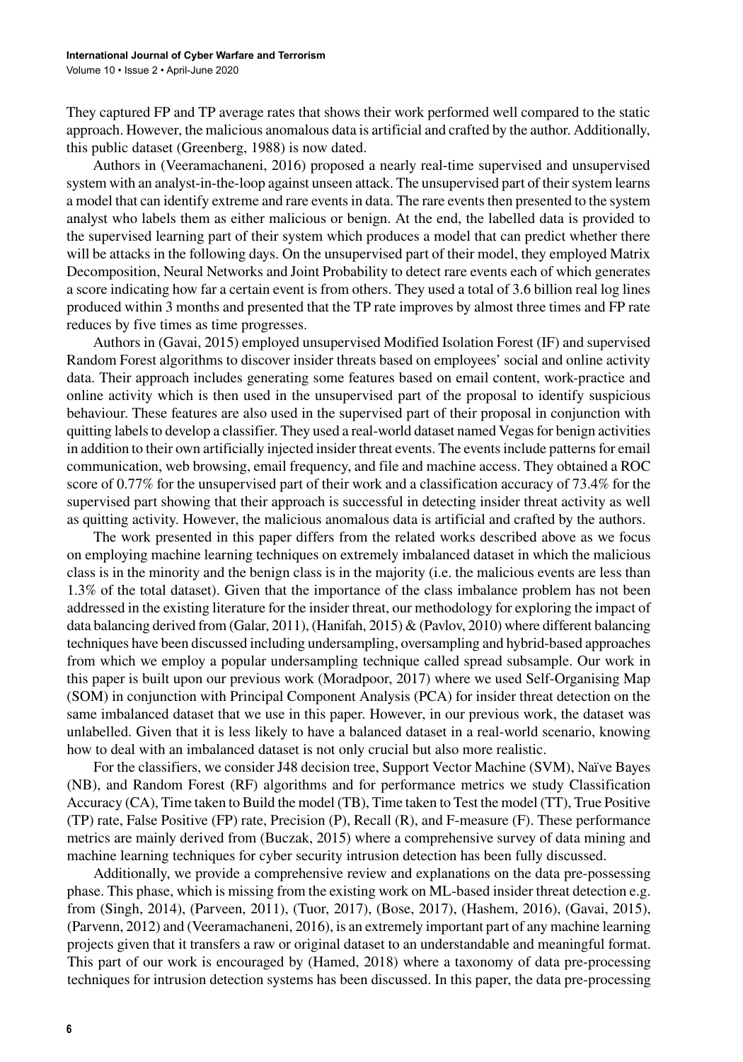They captured FP and TP average rates that shows their work performed well compared to the static approach. However, the malicious anomalous data is artificial and crafted by the author. Additionally, this public dataset (Greenberg, 1988) is now dated.

Authors in (Veeramachaneni, 2016) proposed a nearly real-time supervised and unsupervised system with an analyst-in-the-loop against unseen attack. The unsupervised part of their system learns a model that can identify extreme and rare events in data. The rare events then presented to the system analyst who labels them as either malicious or benign. At the end, the labelled data is provided to the supervised learning part of their system which produces a model that can predict whether there will be attacks in the following days. On the unsupervised part of their model, they employed Matrix Decomposition, Neural Networks and Joint Probability to detect rare events each of which generates a score indicating how far a certain event is from others. They used a total of 3.6 billion real log lines produced within 3 months and presented that the TP rate improves by almost three times and FP rate reduces by five times as time progresses.

Authors in (Gavai, 2015) employed unsupervised Modified Isolation Forest (IF) and supervised Random Forest algorithms to discover insider threats based on employees' social and online activity data. Their approach includes generating some features based on email content, work-practice and online activity which is then used in the unsupervised part of the proposal to identify suspicious behaviour. These features are also used in the supervised part of their proposal in conjunction with quitting labels to develop a classifier. They used a real-world dataset named Vegas for benign activities in addition to their own artificially injected insider threat events. The events include patterns for email communication, web browsing, email frequency, and file and machine access. They obtained a ROC score of 0.77% for the unsupervised part of their work and a classification accuracy of 73.4% for the supervised part showing that their approach is successful in detecting insider threat activity as well as quitting activity. However, the malicious anomalous data is artificial and crafted by the authors.

The work presented in this paper differs from the related works described above as we focus on employing machine learning techniques on extremely imbalanced dataset in which the malicious class is in the minority and the benign class is in the majority (i.e. the malicious events are less than 1.3% of the total dataset). Given that the importance of the class imbalance problem has not been addressed in the existing literature for the insider threat, our methodology for exploring the impact of data balancing derived from (Galar, 2011), (Hanifah, 2015) & (Pavlov, 2010) where different balancing techniques have been discussed including undersampling, oversampling and hybrid-based approaches from which we employ a popular undersampling technique called spread subsample. Our work in this paper is built upon our previous work (Moradpoor, 2017) where we used Self-Organising Map (SOM) in conjunction with Principal Component Analysis (PCA) for insider threat detection on the same imbalanced dataset that we use in this paper. However, in our previous work, the dataset was unlabelled. Given that it is less likely to have a balanced dataset in a real-world scenario, knowing how to deal with an imbalanced dataset is not only crucial but also more realistic.

For the classifiers, we consider J48 decision tree, Support Vector Machine (SVM), Naïve Bayes (NB), and Random Forest (RF) algorithms and for performance metrics we study Classification Accuracy (CA), Time taken to Build the model (TB), Time taken to Test the model (TT), True Positive (TP) rate, False Positive (FP) rate, Precision (P), Recall (R), and F-measure (F). These performance metrics are mainly derived from (Buczak, 2015) where a comprehensive survey of data mining and machine learning techniques for cyber security intrusion detection has been fully discussed.

Additionally, we provide a comprehensive review and explanations on the data pre-possessing phase. This phase, which is missing from the existing work on ML-based insider threat detection e.g. from (Singh, 2014), (Parveen, 2011), (Tuor, 2017), (Bose, 2017), (Hashem, 2016), (Gavai, 2015), (Parvenn, 2012) and (Veeramachaneni, 2016), is an extremely important part of any machine learning projects given that it transfers a raw or original dataset to an understandable and meaningful format. This part of our work is encouraged by (Hamed, 2018) where a taxonomy of data pre-processing techniques for intrusion detection systems has been discussed. In this paper, the data pre-processing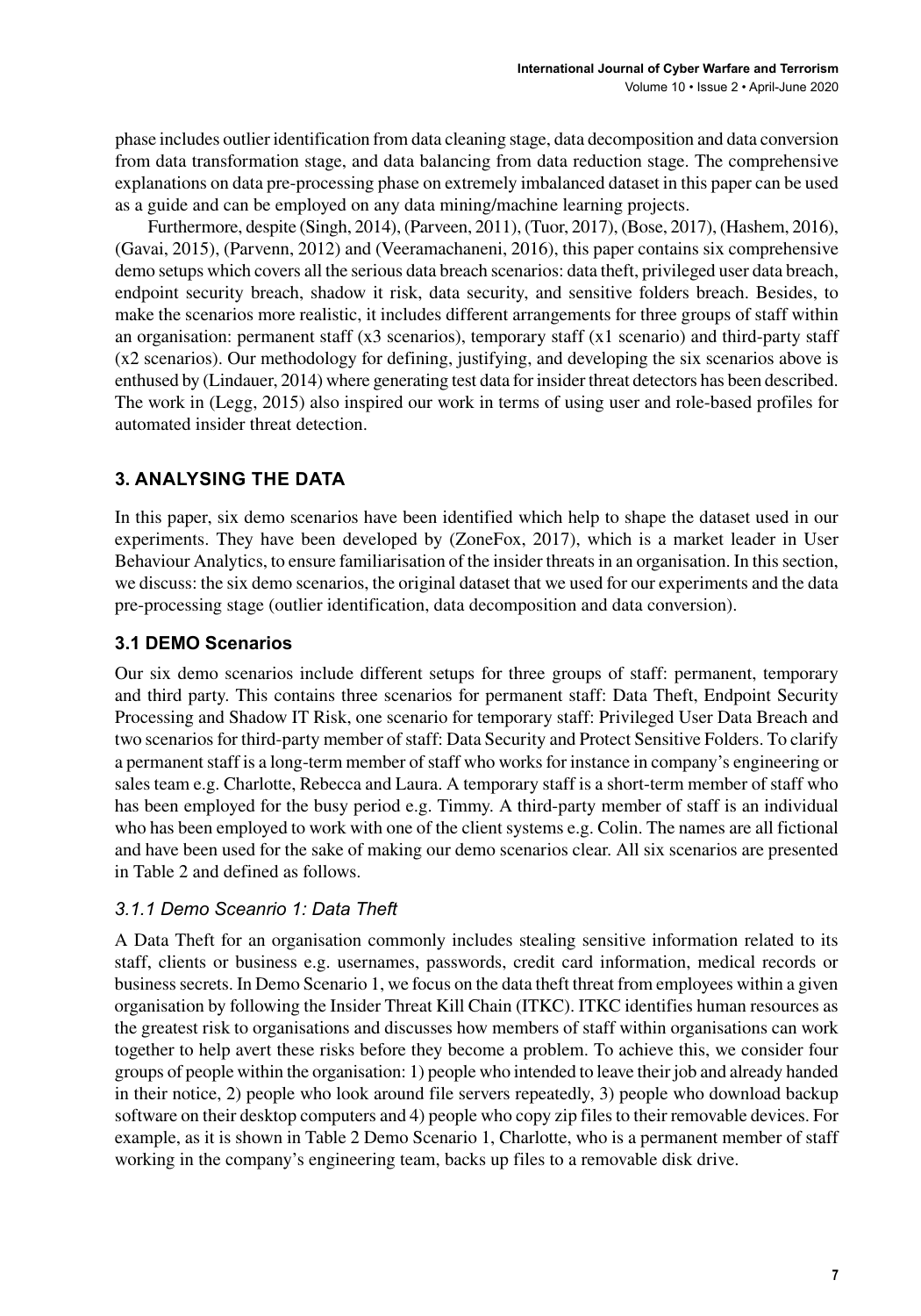phase includes outlier identification from data cleaning stage, data decomposition and data conversion from data transformation stage, and data balancing from data reduction stage. The comprehensive explanations on data pre-processing phase on extremely imbalanced dataset in this paper can be used as a guide and can be employed on any data mining/machine learning projects.

Furthermore, despite (Singh, 2014), (Parveen, 2011), (Tuor, 2017), (Bose, 2017), (Hashem, 2016), (Gavai, 2015), (Parvenn, 2012) and (Veeramachaneni, 2016), this paper contains six comprehensive demo setups which covers all the serious data breach scenarios: data theft, privileged user data breach, endpoint security breach, shadow it risk, data security, and sensitive folders breach. Besides, to make the scenarios more realistic, it includes different arrangements for three groups of staff within an organisation: permanent staff (x3 scenarios), temporary staff (x1 scenario) and third-party staff (x2 scenarios). Our methodology for defining, justifying, and developing the six scenarios above is enthused by (Lindauer, 2014) where generating test data for insider threat detectors has been described. The work in (Legg, 2015) also inspired our work in terms of using user and role-based profiles for automated insider threat detection.

## 3. ANALYSING THE DATA

In this paper, six demo scenarios have been identified which help to shape the dataset used in our experiments. They have been developed by (ZoneFox, 2017), which is a market leader in User Behaviour Analytics, to ensure familiarisation of the insider threats in an organisation. In this section, we discuss: the six demo scenarios, the original dataset that we used for our experiments and the data pre-processing stage (outlier identification, data decomposition and data conversion).

### 3.1 DEMO Scenarios

Our six demo scenarios include different setups for three groups of staff: permanent, temporary and third party. This contains three scenarios for permanent staff: Data Theft, Endpoint Security Processing and Shadow IT Risk, one scenario for temporary staff: Privileged User Data Breach and two scenarios for third-party member of staff: Data Security and Protect Sensitive Folders. To clarify a permanent staff is a long-term member of staff who works for instance in company's engineering or sales team e.g. Charlotte, Rebecca and Laura. A temporary staff is a short-term member of staff who has been employed for the busy period e.g. Timmy. A third-party member of staff is an individual who has been employed to work with one of the client systems e.g. Colin. The names are all fictional and have been used for the sake of making our demo scenarios clear. All six scenarios are presented in Table 2 and defined as follows.

#### *3.1.1 Demo Sceanrio 1: Data Theft*

A Data Theft for an organisation commonly includes stealing sensitive information related to its staff, clients or business e.g. usernames, passwords, credit card information, medical records or business secrets. In Demo Scenario 1, we focus on the data theft threat from employees within a given organisation by following the Insider Threat Kill Chain (ITKC). ITKC identifies human resources as the greatest risk to organisations and discusses how members of staff within organisations can work together to help avert these risks before they become a problem. To achieve this, we consider four groups of people within the organisation: 1) people who intended to leave their job and already handed in their notice, 2) people who look around file servers repeatedly, 3) people who download backup software on their desktop computers and 4) people who copy zip files to their removable devices. For example, as it is shown in Table 2 Demo Scenario 1, Charlotte, who is a permanent member of staff working in the company's engineering team, backs up files to a removable disk drive.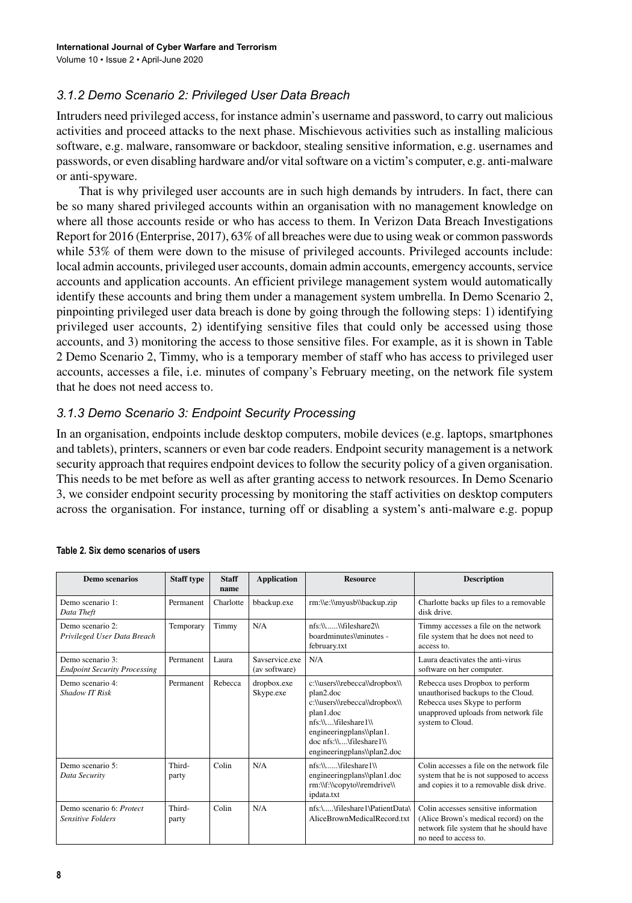### 3.1.2 Demo Scenario 2: Privileged User Data Breach

Intruders need privileged access, for instance admin's username and password, to carry out malicious activities and proceed attacks to the next phase. Mischievous activities such as installing malicious software, e.g. malware, ransomware or backdoor, stealing sensitive information, e.g. usernames and passwords, or even disabling hardware and/or vital software on a victim's computer, e.g. anti-malware or anti-spyware.

That is why privileged user accounts are in such high demands by intruders. In fact, there can be so many shared privileged accounts within an organisation with no management knowledge on where all those accounts reside or who has access to them. In Verizon Data Breach Investigations Report for 2016 (Enterprise, 2017), 63% of all breaches were due to using weak or common passwords while 53% of them were down to the misuse of privileged accounts. Privileged accounts include: local admin accounts, privileged user accounts, domain admin accounts, emergency accounts, service accounts and application accounts. An efficient privilege management system would automatically identify these accounts and bring them under a management system umbrella. In Demo Scenario 2, pinpointing privileged user data breach is done by going through the following steps: 1) identifying privileged user accounts, 2) identifying sensitive files that could only be accessed using those accounts, and 3) monitoring the access to those sensitive files. For example, as it is shown in Table 2 Demo Scenario 2, Timmy, who is a temporary member of staff who has access to privileged user accounts, accesses a file, i.e. minutes of company's February meeting, on the network file system that he does not need access to.

### 3.1.3 Demo Scenario 3: Endpoint Security Processing

In an organisation, endpoints include desktop computers, mobile devices (e.g. laptops, smartphones and tablets), printers, scanners or even bar code readers. Endpoint security management is a network security approach that requires endpoint devices to follow the security policy of a given organisation. This needs to be met before as well as after granting access to network resources. In Demo Scenario 3, we consider endpoint security processing by monitoring the staff activities on desktop computers across the organisation. For instance, turning off or disabling a system's anti-malware e.g. popup

**Table 2. Six demo scenarios of users**

| Demo scenarios | Staff type | Staff name | Application | Resource | Description |
|---|---|---|---|---|---|
| Demo scenario 1: *Data Theft* | Permanent | Charlotte | bbackup.exe | rm:\\e:\\myusb\\backup.zip | Charlotte backs up files to a removable disk drive. |
| Demo scenario 2: *Privileged User Data Breach* | Temporary | Timmy | N/A | nfs:\\......\\fileshare2\\ boardminutes\\minutes - february.txt | Timmy accesses a file on the network file system that he does not need to access to. |
| Demo scenario 3: *Endpoint Security Processing* | Permanent | Laura | Savservice.exe (av software) | N/A | Laura deactivates the anti-virus software on her computer. |
| Demo scenario 4: *Shadow IT Risk* | Permanent | Rebecca | dropbox.exe Skype.exe | c:\\users\\rebecca\\dropbox\\ plan2.doc c:\\users\\rebecca\\dropbox\\ plan1.doc nfs:\\....\\fileshare1\\ engineeringplans\\plan1. doc nfs:\\....\\fileshare1\\ engineeringplans\\plan2.doc | Rebecca uses Dropbox to perform unauthorised backups to the Cloud. Rebecca uses Skype to perform unapproved uploads from network file system to Cloud. |
| Demo scenario 5: *Data Security* | Third-party | Colin | N/A | nfs:\\......\\fileshare1\\ engineeringplans\\plan1.doc rm:\\f:\\copyto\\remdrive\\ ipdata.txt | Colin accesses a file on the network file system that he is not supposed to access and copies it to a removable disk drive. |
| Demo scenario 6: *Protect Sensitive Folders* | Third-party | Colin | N/A | nfs:\.....\fileshare1\PatientData\ AliceBrownMedicalRecord.txt | Colin accesses sensitive information (Alice Brown's medical record) on the network file system that he should have no need to access to. |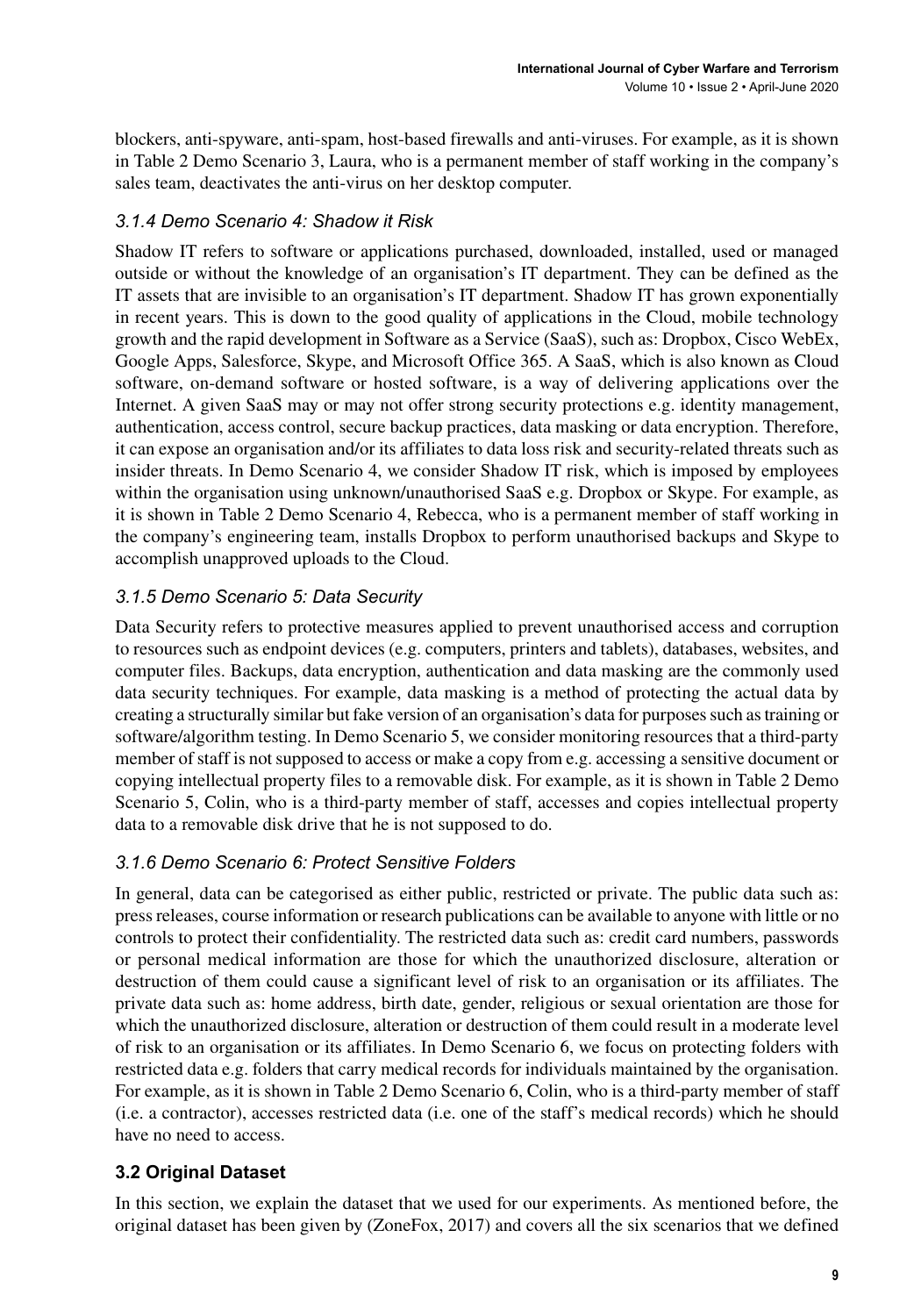blockers, anti-spyware, anti-spam, host-based firewalls and anti-viruses. For example, as it is shown in Table 2 Demo Scenario 3, Laura, who is a permanent member of staff working in the company's sales team, deactivates the anti-virus on her desktop computer.

#### *3.1.4 Demo Scenario 4: Shadow it Risk*

Shadow IT refers to software or applications purchased, downloaded, installed, used or managed outside or without the knowledge of an organisation's IT department. They can be defined as the IT assets that are invisible to an organisation's IT department. Shadow IT has grown exponentially in recent years. This is down to the good quality of applications in the Cloud, mobile technology growth and the rapid development in Software as a Service (SaaS), such as: Dropbox, Cisco WebEx, Google Apps, Salesforce, Skype, and Microsoft Office 365. A SaaS, which is also known as Cloud software, on-demand software or hosted software, is a way of delivering applications over the Internet. A given SaaS may or may not offer strong security protections e.g. identity management, authentication, access control, secure backup practices, data masking or data encryption. Therefore, it can expose an organisation and/or its affiliates to data loss risk and security-related threats such as insider threats. In Demo Scenario 4, we consider Shadow IT risk, which is imposed by employees within the organisation using unknown/unauthorised SaaS e.g. Dropbox or Skype. For example, as it is shown in Table 2 Demo Scenario 4, Rebecca, who is a permanent member of staff working in the company's engineering team, installs Dropbox to perform unauthorised backups and Skype to accomplish unapproved uploads to the Cloud.

#### *3.1.5 Demo Scenario 5: Data Security*

Data Security refers to protective measures applied to prevent unauthorised access and corruption to resources such as endpoint devices (e.g. computers, printers and tablets), databases, websites, and computer files. Backups, data encryption, authentication and data masking are the commonly used data security techniques. For example, data masking is a method of protecting the actual data by creating a structurally similar but fake version of an organisation's data for purposes such as training or software/algorithm testing. In Demo Scenario 5, we consider monitoring resources that a third-party member of staff is not supposed to access or make a copy from e.g. accessing a sensitive document or copying intellectual property files to a removable disk. For example, as it is shown in Table 2 Demo Scenario 5, Colin, who is a third-party member of staff, accesses and copies intellectual property data to a removable disk drive that he is not supposed to do.

#### *3.1.6 Demo Scenario 6: Protect Sensitive Folders*

In general, data can be categorised as either public, restricted or private. The public data such as: press releases, course information or research publications can be available to anyone with little or no controls to protect their confidentiality. The restricted data such as: credit card numbers, passwords or personal medical information are those for which the unauthorized disclosure, alteration or destruction of them could cause a significant level of risk to an organisation or its affiliates. The private data such as: home address, birth date, gender, religious or sexual orientation are those for which the unauthorized disclosure, alteration or destruction of them could result in a moderate level of risk to an organisation or its affiliates. In Demo Scenario 6, we focus on protecting folders with restricted data e.g. folders that carry medical records for individuals maintained by the organisation. For example, as it is shown in Table 2 Demo Scenario 6, Colin, who is a third-party member of staff (i.e. a contractor), accesses restricted data (i.e. one of the staff's medical records) which he should have no need to access.

### **3.2 Original Dataset**

In this section, we explain the dataset that we used for our experiments. As mentioned before, the original dataset has been given by (ZoneFox, 2017) and covers all the six scenarios that we defined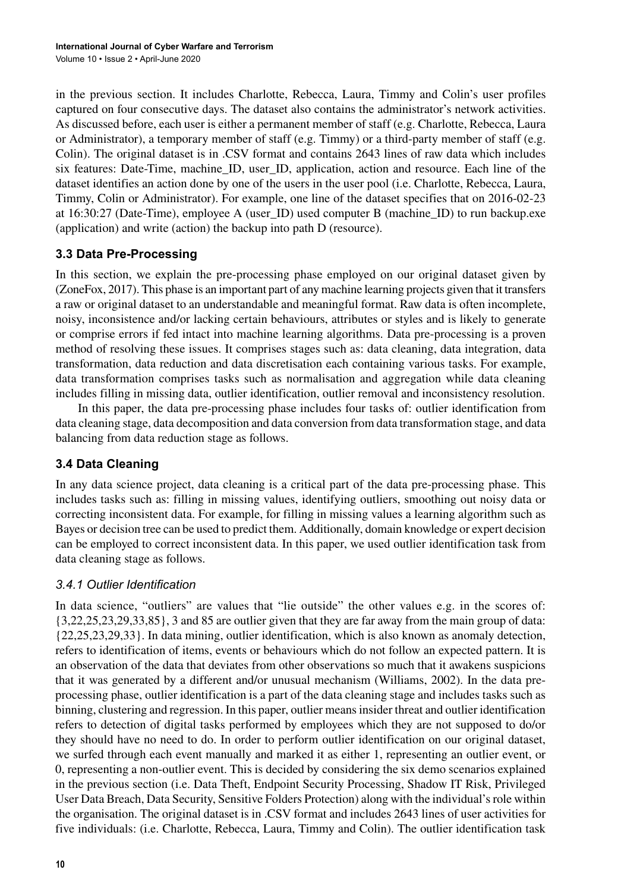in the previous section. It includes Charlotte, Rebecca, Laura, Timmy and Colin's user profiles captured on four consecutive days. The dataset also contains the administrator's network activities. As discussed before, each user is either a permanent member of staff (e.g. Charlotte, Rebecca, Laura or Administrator), a temporary member of staff (e.g. Timmy) or a third-party member of staff (e.g. Colin). The original dataset is in .CSV format and contains 2643 lines of raw data which includes six features: Date-Time, machine_ID, user_ID, application, action and resource. Each line of the dataset identifies an action done by one of the users in the user pool (i.e. Charlotte, Rebecca, Laura, Timmy, Colin or Administrator). For example, one line of the dataset specifies that on 2016-02-23 at 16:30:27 (Date-Time), employee A (user_ID) used computer B (machine_ID) to run backup.exe (application) and write (action) the backup into path D (resource).

### 3.3 Data Pre-Processing

In this section, we explain the pre-processing phase employed on our original dataset given by (ZoneFox, 2017). This phase is an important part of any machine learning projects given that it transfers a raw or original dataset to an understandable and meaningful format. Raw data is often incomplete, noisy, inconsistence and/or lacking certain behaviours, attributes or styles and is likely to generate or comprise errors if fed intact into machine learning algorithms. Data pre-processing is a proven method of resolving these issues. It comprises stages such as: data cleaning, data integration, data transformation, data reduction and data discretisation each containing various tasks. For example, data transformation comprises tasks such as normalisation and aggregation while data cleaning includes filling in missing data, outlier identification, outlier removal and inconsistency resolution.

In this paper, the data pre-processing phase includes four tasks of: outlier identification from data cleaning stage, data decomposition and data conversion from data transformation stage, and data balancing from data reduction stage as follows.

### 3.4 Data Cleaning

In any data science project, data cleaning is a critical part of the data pre-processing phase. This includes tasks such as: filling in missing values, identifying outliers, smoothing out noisy data or correcting inconsistent data. For example, for filling in missing values a learning algorithm such as Bayes or decision tree can be used to predict them. Additionally, domain knowledge or expert decision can be employed to correct inconsistent data. In this paper, we used outlier identification task from data cleaning stage as follows.

#### *3.4.1 Outlier Identification*

In data science, "outliers" are values that "lie outside" the other values e.g. in the scores of: {3,22,25,23,29,33,85}, 3 and 85 are outlier given that they are far away from the main group of data: {22,25,23,29,33}. In data mining, outlier identification, which is also known as anomaly detection, refers to identification of items, events or behaviours which do not follow an expected pattern. It is an observation of the data that deviates from other observations so much that it awakens suspicions that it was generated by a different and/or unusual mechanism (Williams, 2002). In the data pre-processing phase, outlier identification is a part of the data cleaning stage and includes tasks such as binning, clustering and regression. In this paper, outlier means insider threat and outlier identification refers to detection of digital tasks performed by employees which they are not supposed to do/or they should have no need to do. In order to perform outlier identification on our original dataset, we surfed through each event manually and marked it as either 1, representing an outlier event, or 0, representing a non-outlier event. This is decided by considering the six demo scenarios explained in the previous section (i.e. Data Theft, Endpoint Security Processing, Shadow IT Risk, Privileged User Data Breach, Data Security, Sensitive Folders Protection) along with the individual's role within the organisation. The original dataset is in .CSV format and includes 2643 lines of user activities for five individuals: (i.e. Charlotte, Rebecca, Laura, Timmy and Colin). The outlier identification task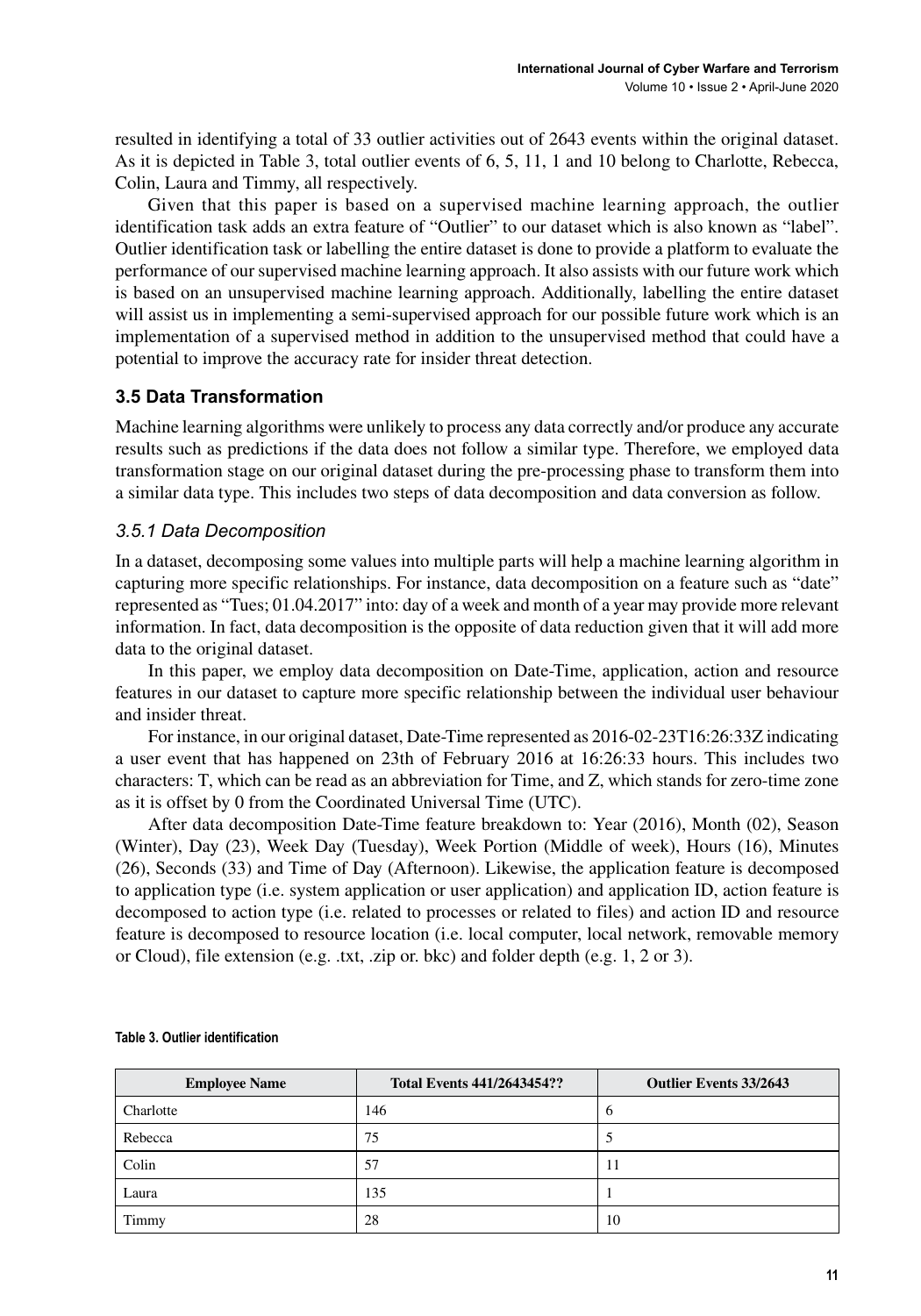resulted in identifying a total of 33 outlier activities out of 2643 events within the original dataset. As it is depicted in Table 3, total outlier events of 6, 5, 11, 1 and 10 belong to Charlotte, Rebecca, Colin, Laura and Timmy, all respectively.

Given that this paper is based on a supervised machine learning approach, the outlier identification task adds an extra feature of "Outlier" to our dataset which is also known as "label". Outlier identification task or labelling the entire dataset is done to provide a platform to evaluate the performance of our supervised machine learning approach. It also assists with our future work which is based on an unsupervised machine learning approach. Additionally, labelling the entire dataset will assist us in implementing a semi-supervised approach for our possible future work which is an implementation of a supervised method in addition to the unsupervised method that could have a potential to improve the accuracy rate for insider threat detection.

## 3.5 Data Transformation

Machine learning algorithms were unlikely to process any data correctly and/or produce any accurate results such as predictions if the data does not follow a similar type. Therefore, we employed data transformation stage on our original dataset during the pre-processing phase to transform them into a similar data type. This includes two steps of data decomposition and data conversion as follow.

### *3.5.1 Data Decomposition*

In a dataset, decomposing some values into multiple parts will help a machine learning algorithm in capturing more specific relationships. For instance, data decomposition on a feature such as "date" represented as "Tues; 01.04.2017" into: day of a week and month of a year may provide more relevant information. In fact, data decomposition is the opposite of data reduction given that it will add more data to the original dataset.

In this paper, we employ data decomposition on Date-Time, application, action and resource features in our dataset to capture more specific relationship between the individual user behaviour and insider threat.

For instance, in our original dataset, Date-Time represented as 2016-02-23T16:26:33Z indicating a user event that has happened on 23th of February 2016 at 16:26:33 hours. This includes two characters: T, which can be read as an abbreviation for Time, and Z, which stands for zero-time zone as it is offset by 0 from the Coordinated Universal Time (UTC).

After data decomposition Date-Time feature breakdown to: Year (2016), Month (02), Season (Winter), Day (23), Week Day (Tuesday), Week Portion (Middle of week), Hours (16), Minutes (26), Seconds (33) and Time of Day (Afternoon). Likewise, the application feature is decomposed to application type (i.e. system application or user application) and application ID, action feature is decomposed to action type (i.e. related to processes or related to files) and action ID and resource feature is decomposed to resource location (i.e. local computer, local network, removable memory or Cloud), file extension (e.g. .txt, .zip or. bkc) and folder depth (e.g. 1, 2 or 3).

**Table 3. Outlier identification**

| Employee Name | Total Events 441/2643454?? | Outlier Events 33/2643 |
|---|---|---|
| Charlotte | 146 | 6 |
| Rebecca | 75 | 5 |
| Colin | 57 | 11 |
| Laura | 135 | 1 |
| Timmy | 28 | 10 |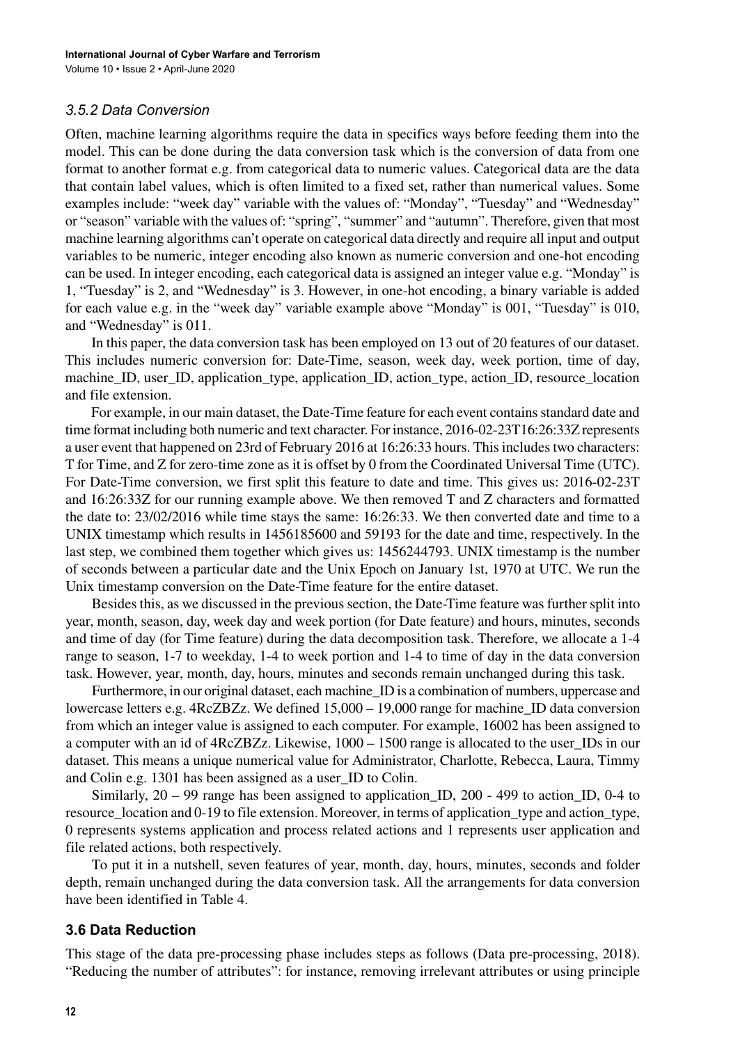### 3.5.2 Data Conversion

Often, machine learning algorithms require the data in specifics ways before feeding them into the model. This can be done during the data conversion task which is the conversion of data from one format to another format e.g. from categorical data to numeric values. Categorical data are the data that contain label values, which is often limited to a fixed set, rather than numerical values. Some examples include: "week day" variable with the values of: "Monday", "Tuesday" and "Wednesday" or "season" variable with the values of: "spring", "summer" and "autumn". Therefore, given that most machine learning algorithms can't operate on categorical data directly and require all input and output variables to be numeric, integer encoding also known as numeric conversion and one-hot encoding can be used. In integer encoding, each categorical data is assigned an integer value e.g. "Monday" is 1, "Tuesday" is 2, and "Wednesday" is 3. However, in one-hot encoding, a binary variable is added for each value e.g. in the "week day" variable example above "Monday" is 001, "Tuesday" is 010, and "Wednesday" is 011.

In this paper, the data conversion task has been employed on 13 out of 20 features of our dataset. This includes numeric conversion for: Date-Time, season, week day, week portion, time of day, machine_ID, user_ID, application_type, application_ID, action_type, action_ID, resource_location and file extension.

For example, in our main dataset, the Date-Time feature for each event contains standard date and time format including both numeric and text character. For instance, 2016-02-23T16:26:33Z represents a user event that happened on 23rd of February 2016 at 16:26:33 hours. This includes two characters: T for Time, and Z for zero-time zone as it is offset by 0 from the Coordinated Universal Time (UTC). For Date-Time conversion, we first split this feature to date and time. This gives us: 2016-02-23T and 16:26:33Z for our running example above. We then removed T and Z characters and formatted the date to: 23/02/2016 while time stays the same: 16:26:33. We then converted date and time to a UNIX timestamp which results in 1456185600 and 59193 for the date and time, respectively. In the last step, we combined them together which gives us: 1456244793. UNIX timestamp is the number of seconds between a particular date and the Unix Epoch on January 1st, 1970 at UTC. We run the Unix timestamp conversion on the Date-Time feature for the entire dataset.

Besides this, as we discussed in the previous section, the Date-Time feature was further split into year, month, season, day, week day and week portion (for Date feature) and hours, minutes, seconds and time of day (for Time feature) during the data decomposition task. Therefore, we allocate a 1-4 range to season, 1-7 to weekday, 1-4 to week portion and 1-4 to time of day in the data conversion task. However, year, month, day, hours, minutes and seconds remain unchanged during this task.

Furthermore, in our original dataset, each machine_ID is a combination of numbers, uppercase and lowercase letters e.g. 4RcZBZz. We defined 15,000 – 19,000 range for machine_ID data conversion from which an integer value is assigned to each computer. For example, 16002 has been assigned to a computer with an id of 4RcZBZz. Likewise, 1000 – 1500 range is allocated to the user_IDs in our dataset. This means a unique numerical value for Administrator, Charlotte, Rebecca, Laura, Timmy and Colin e.g. 1301 has been assigned as a user_ID to Colin.

Similarly, 20 – 99 range has been assigned to application_ID, 200 - 499 to action_ID, 0-4 to resource_location and 0-19 to file extension. Moreover, in terms of application_type and action_type, 0 represents systems application and process related actions and 1 represents user application and file related actions, both respectively.

To put it in a nutshell, seven features of year, month, day, hours, minutes, seconds and folder depth, remain unchanged during the data conversion task. All the arrangements for data conversion have been identified in Table 4.

## 3.6 Data Reduction

This stage of the data pre-processing phase includes steps as follows (Data pre-processing, 2018). "Reducing the number of attributes": for instance, removing irrelevant attributes or using principle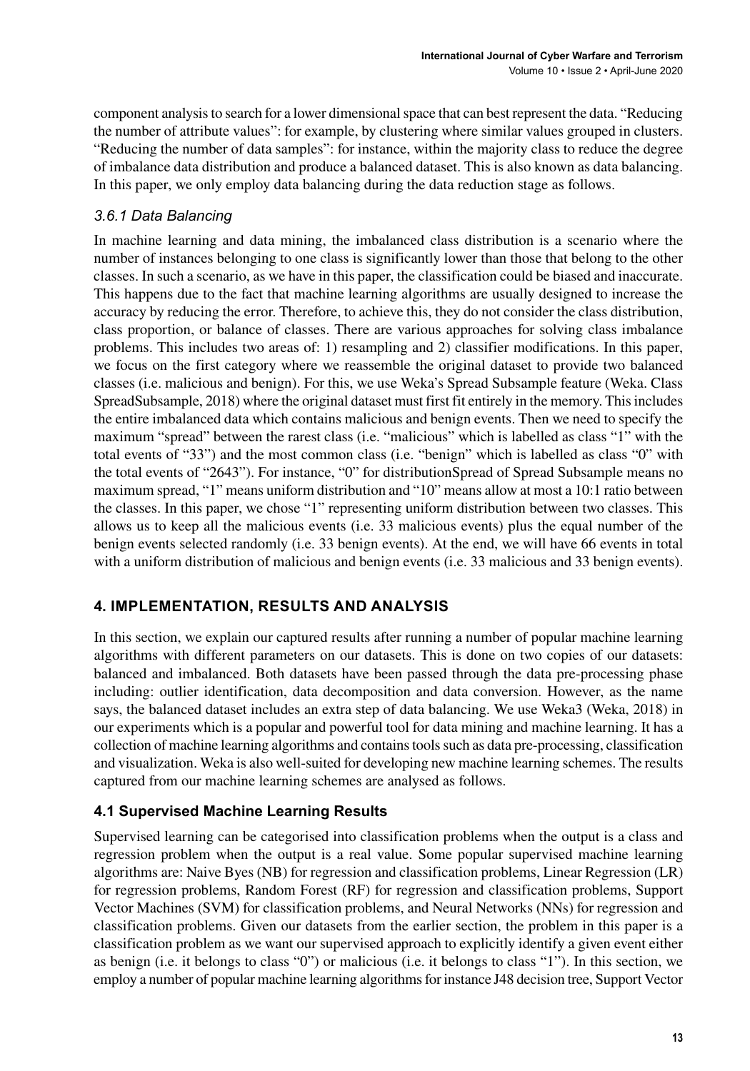component analysis to search for a lower dimensional space that can best represent the data. "Reducing the number of attribute values": for example, by clustering where similar values grouped in clusters. "Reducing the number of data samples": for instance, within the majority class to reduce the degree of imbalance data distribution and produce a balanced dataset. This is also known as data balancing. In this paper, we only employ data balancing during the data reduction stage as follows.

### *3.6.1 Data Balancing*

In machine learning and data mining, the imbalanced class distribution is a scenario where the number of instances belonging to one class is significantly lower than those that belong to the other classes. In such a scenario, as we have in this paper, the classification could be biased and inaccurate. This happens due to the fact that machine learning algorithms are usually designed to increase the accuracy by reducing the error. Therefore, to achieve this, they do not consider the class distribution, class proportion, or balance of classes. There are various approaches for solving class imbalance problems. This includes two areas of: 1) resampling and 2) classifier modifications. In this paper, we focus on the first category where we reassemble the original dataset to provide two balanced classes (i.e. malicious and benign). For this, we use Weka's Spread Subsample feature (Weka. Class SpreadSubsample, 2018) where the original dataset must first fit entirely in the memory. This includes the entire imbalanced data which contains malicious and benign events. Then we need to specify the maximum "spread" between the rarest class (i.e. "malicious" which is labelled as class "1" with the total events of "33") and the most common class (i.e. "benign" which is labelled as class "0" with the total events of "2643"). For instance, "0" for distributionSpread of Spread Subsample means no maximum spread, "1" means uniform distribution and "10" means allow at most a 10:1 ratio between the classes. In this paper, we chose "1" representing uniform distribution between two classes. This allows us to keep all the malicious events (i.e. 33 malicious events) plus the equal number of the benign events selected randomly (i.e. 33 benign events). At the end, we will have 66 events in total with a uniform distribution of malicious and benign events (i.e. 33 malicious and 33 benign events).

## 4. IMPLEMENTATION, RESULTS AND ANALYSIS

In this section, we explain our captured results after running a number of popular machine learning algorithms with different parameters on our datasets. This is done on two copies of our datasets: balanced and imbalanced. Both datasets have been passed through the data pre-processing phase including: outlier identification, data decomposition and data conversion. However, as the name says, the balanced dataset includes an extra step of data balancing. We use Weka3 (Weka, 2018) in our experiments which is a popular and powerful tool for data mining and machine learning. It has a collection of machine learning algorithms and contains tools such as data pre-processing, classification and visualization. Weka is also well-suited for developing new machine learning schemes. The results captured from our machine learning schemes are analysed as follows.

### 4.1 Supervised Machine Learning Results

Supervised learning can be categorised into classification problems when the output is a class and regression problem when the output is a real value. Some popular supervised machine learning algorithms are: Naive Byes (NB) for regression and classification problems, Linear Regression (LR) for regression problems, Random Forest (RF) for regression and classification problems, Support Vector Machines (SVM) for classification problems, and Neural Networks (NNs) for regression and classification problems. Given our datasets from the earlier section, the problem in this paper is a classification problem as we want our supervised approach to explicitly identify a given event either as benign (i.e. it belongs to class "0") or malicious (i.e. it belongs to class "1"). In this section, we employ a number of popular machine learning algorithms for instance J48 decision tree, Support Vector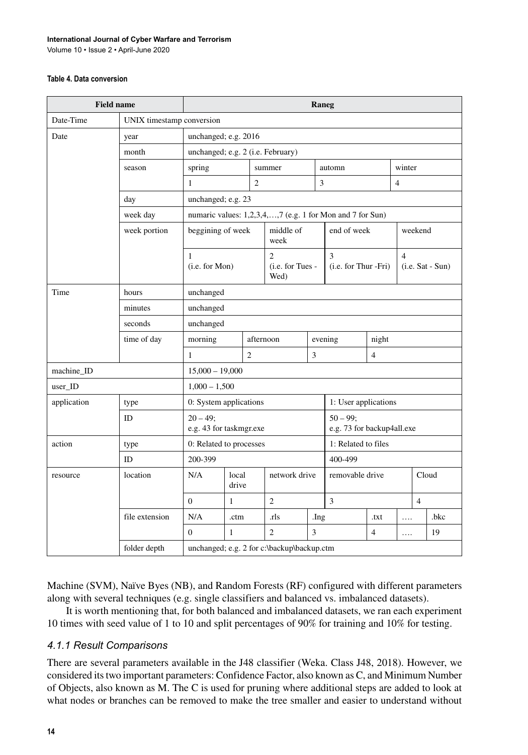**Table 4. Data conversion**

| Field name | | Raneg | | | | | | | |
|---|---|---|---|---|---|---|---|---|---|
| Date-Time | UNIX timestamp conversion | | | | | | | | |
| Date | year | unchanged; e.g. 2016 | | | | | | | |
| | month | unchanged; e.g. 2 (i.e. February) | | | | | | | |
| | season | spring | | summer | | automn | | winter | |
| | | 1 | | 2 | | 3 | | 4 | |
| | day | unchanged; e.g. 23 | | | | | | | |
| | week day | numaric values: 1,2,3,4,…,7 (e.g. 1 for Mon and 7 for Sun) | | | | | | | |
| | week portion | beggining of week | | middle of week | | end of week | | weekend | |
| | | 1 (i.e. for Mon) | | 2 (i.e. for Tues - Wed) | | 3 (i.e. for Thur -Fri) | | 4 (i.e. Sat - Sun) | |
| Time | hours | unchanged | | | | | | | |
| | minutes | unchanged | | | | | | | |
| | seconds | unchanged | | | | | | | |
| | time of day | morning | | afternoon | | evening | | night | |
| | | 1 | | 2 | | 3 | | 4 | |
| machine_ID | | 15,000 – 19,000 | | | | | | | |
| user_ID | | 1,000 – 1,500 | | | | | | | |
| application | type | 0: System applications | | | | 1: User applications | | | |
| | ID | 20 – 49; e.g. 43 for taskmgr.exe | | | | 50 – 99; e.g. 73 for backup4all.exe | | | |
| action | type | 0: Related to processes | | | | 1: Related to files | | | |
| | ID | 200-399 | | | | 400-499 | | | |
| resource | location | N/A | local drive | network drive | | removable drive | | | Cloud |
| | | 0 | 1 | 2 | | 3 | | | 4 |
| | file extension | N/A | .ctm | .rls | .Ing | | .txt | …. | .bkc |
| | | 0 | 1 | 2 | 3 | | 4 | …. | 19 |
| | folder depth | unchanged; e.g. 2 for c:\backup\backup.ctm | | | | | | | |

Machine (SVM), Naïve Byes (NB), and Random Forests (RF) configured with different parameters along with several techniques (e.g. single classifiers and balanced vs. imbalanced datasets).

It is worth mentioning that, for both balanced and imbalanced datasets, we ran each experiment 10 times with seed value of 1 to 10 and split percentages of 90% for training and 10% for testing.

### 4.1.1 Result Comparisons

There are several parameters available in the J48 classifier (Weka. Class J48, 2018). However, we considered its two important parameters: Confidence Factor, also known as C, and Minimum Number of Objects, also known as M. The C is used for pruning where additional steps are added to look at what nodes or branches can be removed to make the tree smaller and easier to understand without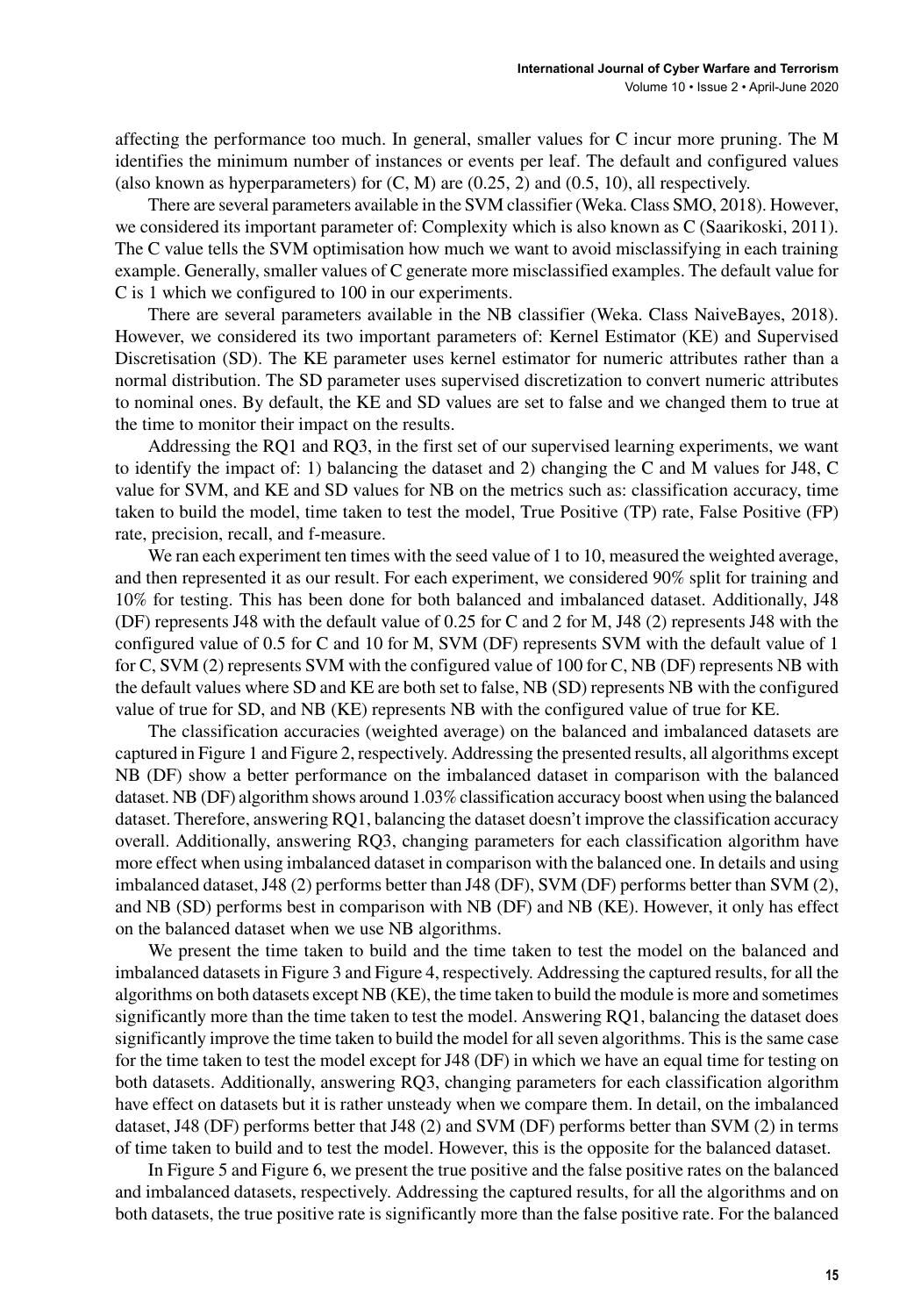affecting the performance too much. In general, smaller values for C incur more pruning. The M identifies the minimum number of instances or events per leaf. The default and configured values (also known as hyperparameters) for (C, M) are (0.25, 2) and (0.5, 10), all respectively.

There are several parameters available in the SVM classifier (Weka. Class SMO, 2018). However, we considered its important parameter of: Complexity which is also known as C (Saarikoski, 2011). The C value tells the SVM optimisation how much we want to avoid misclassifying in each training example. Generally, smaller values of C generate more misclassified examples. The default value for C is 1 which we configured to 100 in our experiments.

There are several parameters available in the NB classifier (Weka. Class NaiveBayes, 2018). However, we considered its two important parameters of: Kernel Estimator (KE) and Supervised Discretisation (SD). The KE parameter uses kernel estimator for numeric attributes rather than a normal distribution. The SD parameter uses supervised discretization to convert numeric attributes to nominal ones. By default, the KE and SD values are set to false and we changed them to true at the time to monitor their impact on the results.

Addressing the RQ1 and RQ3, in the first set of our supervised learning experiments, we want to identify the impact of: 1) balancing the dataset and 2) changing the C and M values for J48, C value for SVM, and KE and SD values for NB on the metrics such as: classification accuracy, time taken to build the model, time taken to test the model, True Positive (TP) rate, False Positive (FP) rate, precision, recall, and f-measure.

We ran each experiment ten times with the seed value of 1 to 10, measured the weighted average, and then represented it as our result. For each experiment, we considered 90% split for training and 10% for testing. This has been done for both balanced and imbalanced dataset. Additionally, J48 (DF) represents J48 with the default value of 0.25 for C and 2 for M, J48 (2) represents J48 with the configured value of 0.5 for C and 10 for M, SVM (DF) represents SVM with the default value of 1 for C, SVM (2) represents SVM with the configured value of 100 for C, NB (DF) represents NB with the default values where SD and KE are both set to false, NB (SD) represents NB with the configured value of true for SD, and NB (KE) represents NB with the configured value of true for KE.

The classification accuracies (weighted average) on the balanced and imbalanced datasets are captured in Figure 1 and Figure 2, respectively. Addressing the presented results, all algorithms except NB (DF) show a better performance on the imbalanced dataset in comparison with the balanced dataset. NB (DF) algorithm shows around 1.03% classification accuracy boost when using the balanced dataset. Therefore, answering RQ1, balancing the dataset doesn't improve the classification accuracy overall. Additionally, answering RQ3, changing parameters for each classification algorithm have more effect when using imbalanced dataset in comparison with the balanced one. In details and using imbalanced dataset, J48 (2) performs better than J48 (DF), SVM (DF) performs better than SVM (2), and NB (SD) performs best in comparison with NB (DF) and NB (KE). However, it only has effect on the balanced dataset when we use NB algorithms.

We present the time taken to build and the time taken to test the model on the balanced and imbalanced datasets in Figure 3 and Figure 4, respectively. Addressing the captured results, for all the algorithms on both datasets except NB (KE), the time taken to build the module is more and sometimes significantly more than the time taken to test the model. Answering RQ1, balancing the dataset does significantly improve the time taken to build the model for all seven algorithms. This is the same case for the time taken to test the model except for J48 (DF) in which we have an equal time for testing on both datasets. Additionally, answering RQ3, changing parameters for each classification algorithm have effect on datasets but it is rather unsteady when we compare them. In detail, on the imbalanced dataset, J48 (DF) performs better that J48 (2) and SVM (DF) performs better than SVM (2) in terms of time taken to build and to test the model. However, this is the opposite for the balanced dataset.

In Figure 5 and Figure 6, we present the true positive and the false positive rates on the balanced and imbalanced datasets, respectively. Addressing the captured results, for all the algorithms and on both datasets, the true positive rate is significantly more than the false positive rate. For the balanced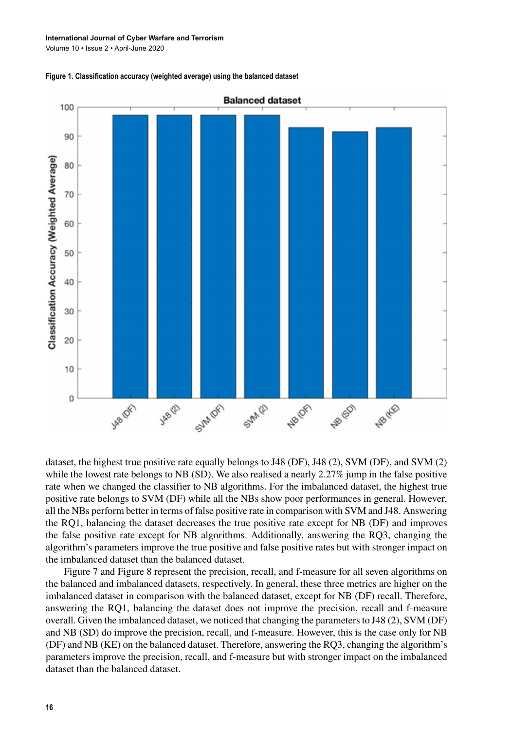**Figure 1. Classification accuracy (weighted average) using the balanced dataset**

dataset, the highest true positive rate equally belongs to J48 (DF), J48 (2), SVM (DF), and SVM (2) while the lowest rate belongs to NB (SD). We also realised a nearly 2.27% jump in the false positive rate when we changed the classifier to NB algorithms. For the imbalanced dataset, the highest true positive rate belongs to SVM (DF) while all the NBs show poor performances in general. However, all the NBs perform better in terms of false positive rate in comparison with SVM and J48. Answering the RQ1, balancing the dataset decreases the true positive rate except for NB (DF) and improves the false positive rate except for NB algorithms. Additionally, answering the RQ3, changing the algorithm's parameters improve the true positive and false positive rates but with stronger impact on the imbalanced dataset than the balanced dataset.

Figure 7 and Figure 8 represent the precision, recall, and f-measure for all seven algorithms on the balanced and imbalanced datasets, respectively. In general, these three metrics are higher on the imbalanced dataset in comparison with the balanced dataset, except for NB (DF) recall. Therefore, answering the RQ1, balancing the dataset does not improve the precision, recall and f-measure overall. Given the imbalanced dataset, we noticed that changing the parameters to J48 (2), SVM (DF) and NB (SD) do improve the precision, recall, and f-measure. However, this is the case only for NB (DF) and NB (KE) on the balanced dataset. Therefore, answering the RQ3, changing the algorithm's parameters improve the precision, recall, and f-measure but with stronger impact on the imbalanced dataset than the balanced dataset.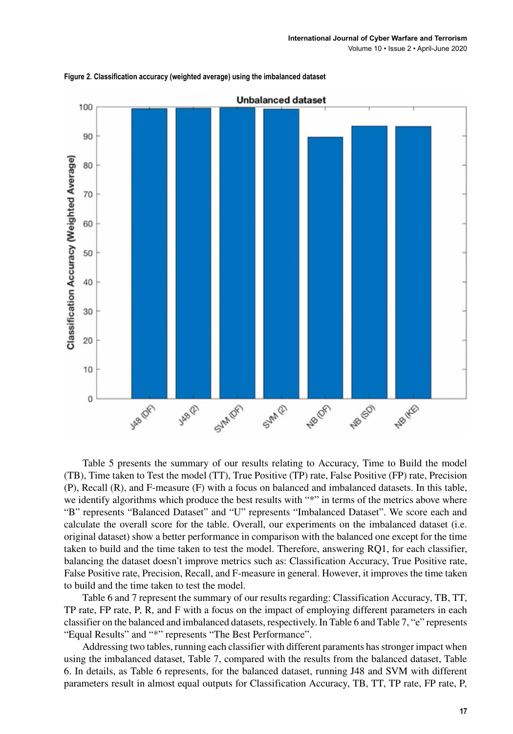**Figure 2. Classification accuracy (weighted average) using the imbalanced dataset**

Table 5 presents the summary of our results relating to Accuracy, Time to Build the model (TB), Time taken to Test the model (TT), True Positive (TP) rate, False Positive (FP) rate, Precision (P), Recall (R), and F-measure (F) with a focus on balanced and imbalanced datasets. In this table, we identify algorithms which produce the best results with "*" in terms of the metrics above where "B" represents "Balanced Dataset" and "U" represents "Imbalanced Dataset". We score each and calculate the overall score for the table. Overall, our experiments on the imbalanced dataset (i.e. original dataset) show a better performance in comparison with the balanced one except for the time taken to build and the time taken to test the model. Therefore, answering RQ1, for each classifier, balancing the dataset doesn't improve metrics such as: Classification Accuracy, True Positive rate, False Positive rate, Precision, Recall, and F-measure in general. However, it improves the time taken to build and the time taken to test the model.

Table 6 and 7 represent the summary of our results regarding: Classification Accuracy, TB, TT, TP rate, FP rate, P, R, and F with a focus on the impact of employing different parameters in each classifier on the balanced and imbalanced datasets, respectively. In Table 6 and Table 7, "e" represents "Equal Results" and "*" represents "The Best Performance".

Addressing two tables, running each classifier with different paraments has stronger impact when using the imbalanced dataset, Table 7, compared with the results from the balanced dataset, Table 6. In details, as Table 6 represents, for the balanced dataset, running J48 and SVM with different parameters result in almost equal outputs for Classification Accuracy, TB, TT, TP rate, FP rate, P,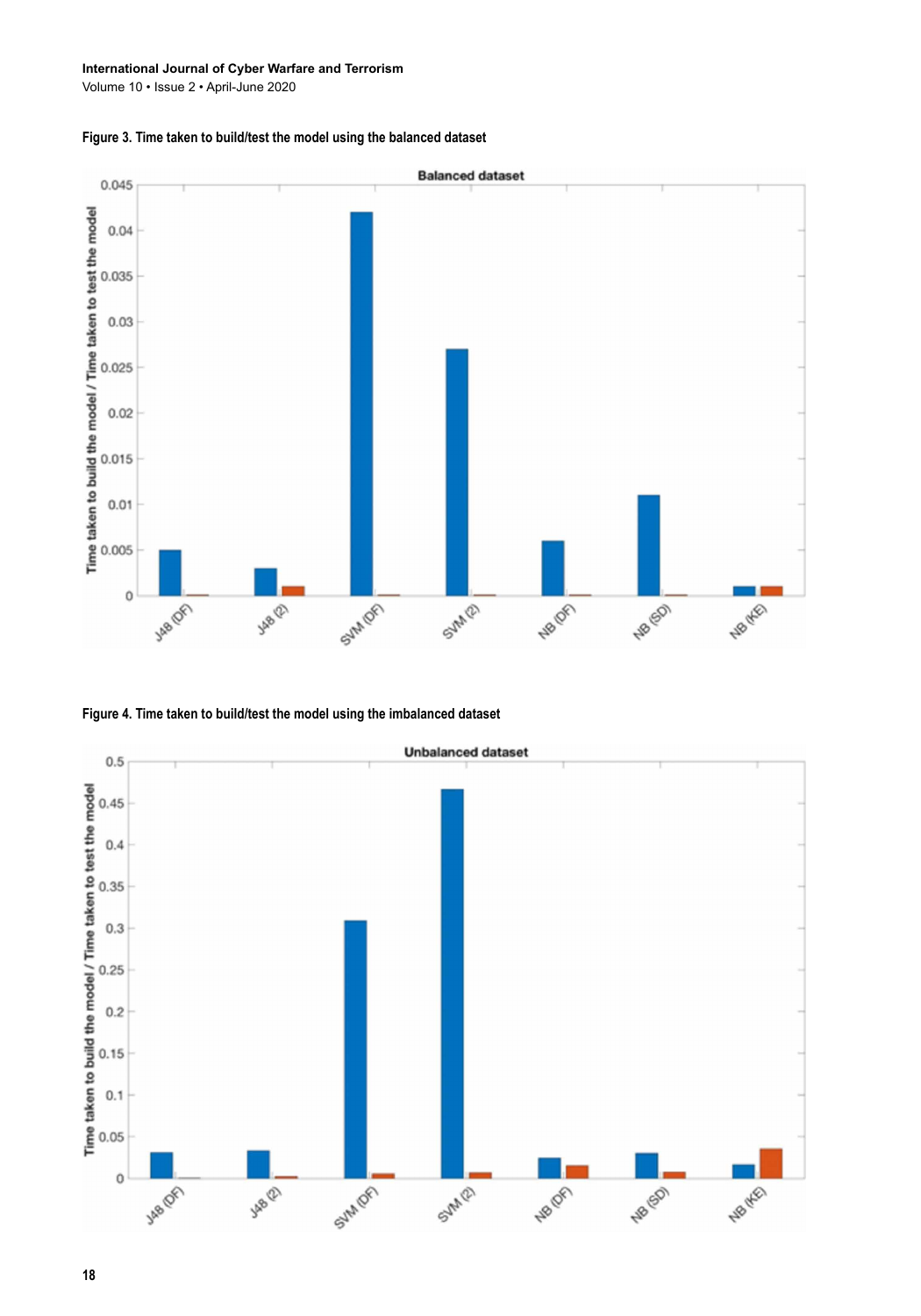Figure 3. Time taken to build/test the model using the balanced dataset

Figure 4. Time taken to build/test the model using the imbalanced dataset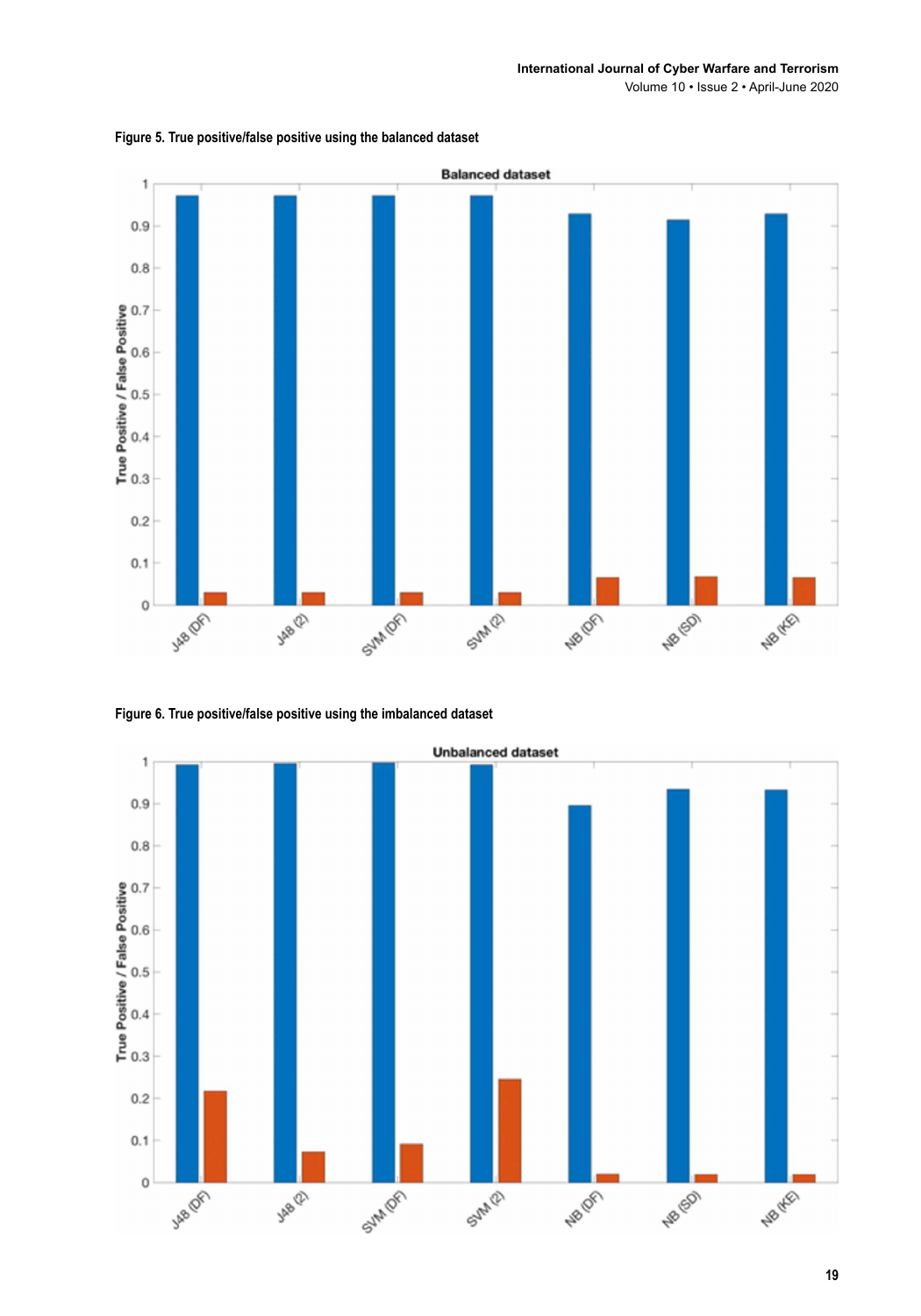Figure 5. True positive/false positive using the balanced dataset

Figure 6. True positive/false positive using the imbalanced dataset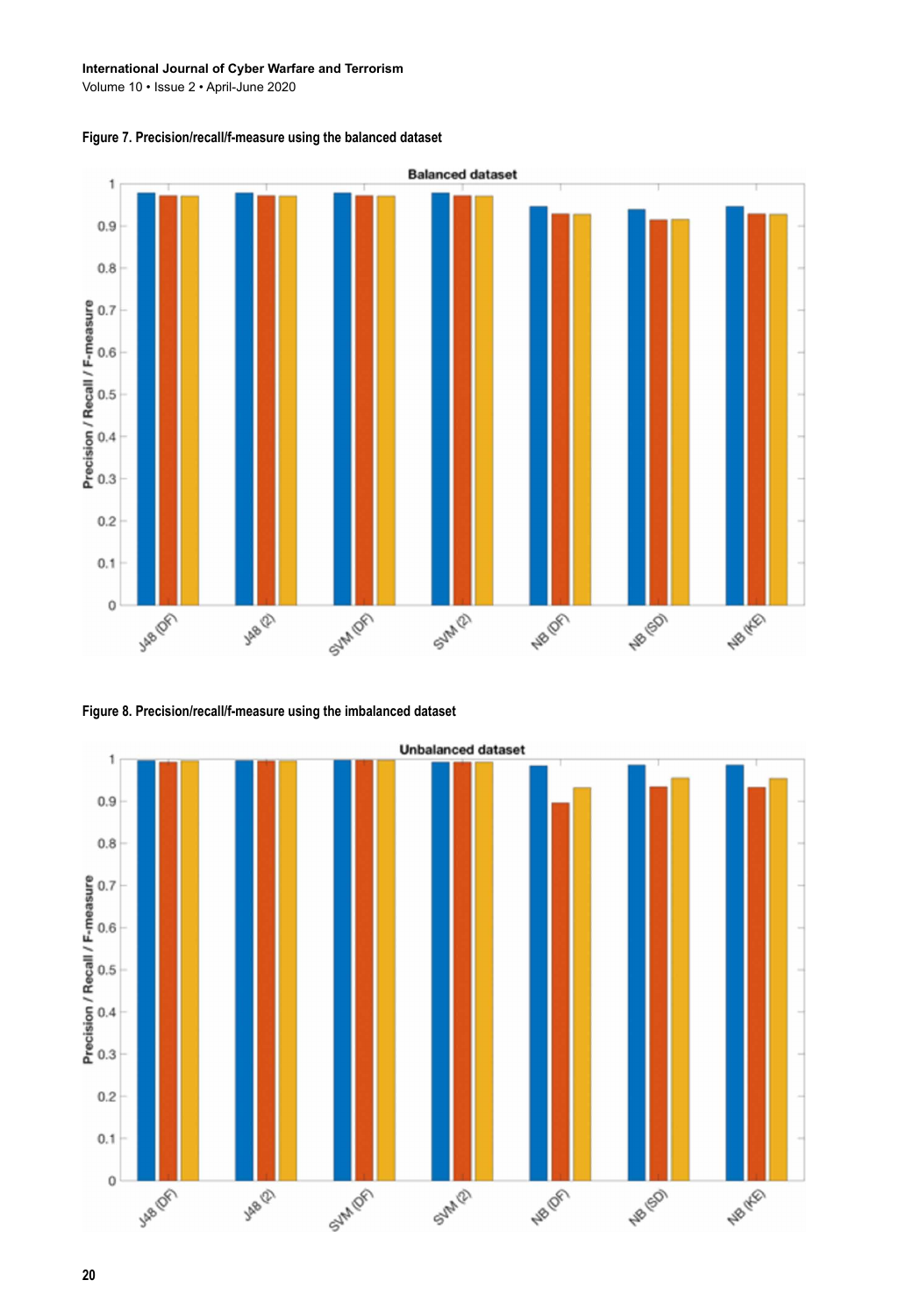Figure 7. Precision/recall/f-measure using the balanced dataset

Figure 8. Precision/recall/f-measure using the imbalanced dataset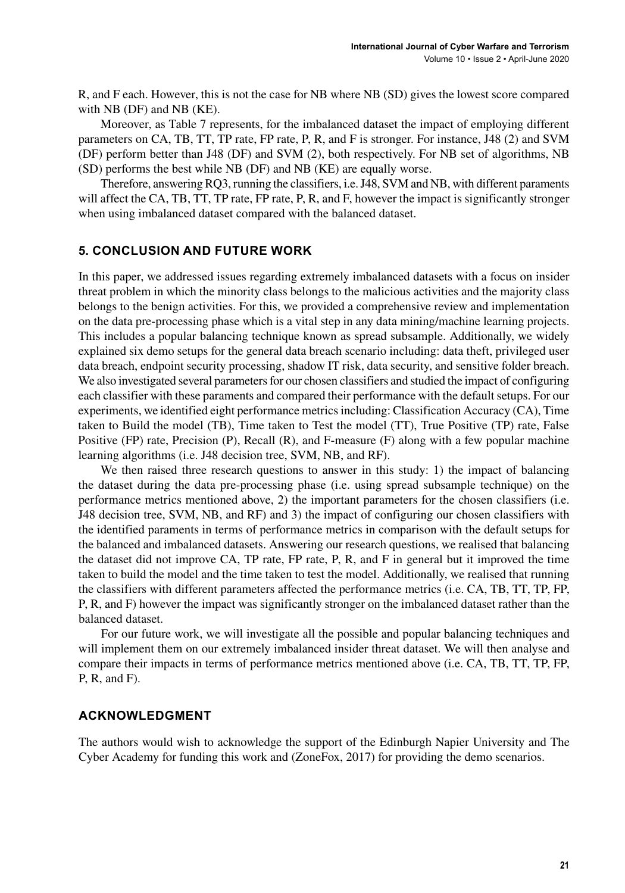R, and F each. However, this is not the case for NB where NB (SD) gives the lowest score compared with NB (DF) and NB (KE).

Moreover, as Table 7 represents, for the imbalanced dataset the impact of employing different parameters on CA, TB, TT, TP rate, FP rate, P, R, and F is stronger. For instance, J48 (2) and SVM (DF) perform better than J48 (DF) and SVM (2), both respectively. For NB set of algorithms, NB (SD) performs the best while NB (DF) and NB (KE) are equally worse.

Therefore, answering RQ3, running the classifiers, i.e. J48, SVM and NB, with different paraments will affect the CA, TB, TT, TP rate, FP rate, P, R, and F, however the impact is significantly stronger when using imbalanced dataset compared with the balanced dataset.

## 5. CONCLUSION AND FUTURE WORK

In this paper, we addressed issues regarding extremely imbalanced datasets with a focus on insider threat problem in which the minority class belongs to the malicious activities and the majority class belongs to the benign activities. For this, we provided a comprehensive review and implementation on the data pre-processing phase which is a vital step in any data mining/machine learning projects. This includes a popular balancing technique known as spread subsample. Additionally, we widely explained six demo setups for the general data breach scenario including: data theft, privileged user data breach, endpoint security processing, shadow IT risk, data security, and sensitive folder breach. We also investigated several parameters for our chosen classifiers and studied the impact of configuring each classifier with these paraments and compared their performance with the default setups. For our experiments, we identified eight performance metrics including: Classification Accuracy (CA), Time taken to Build the model (TB), Time taken to Test the model (TT), True Positive (TP) rate, False Positive (FP) rate, Precision (P), Recall (R), and F-measure (F) along with a few popular machine learning algorithms (i.e. J48 decision tree, SVM, NB, and RF).

We then raised three research questions to answer in this study: 1) the impact of balancing the dataset during the data pre-processing phase (i.e. using spread subsample technique) on the performance metrics mentioned above, 2) the important parameters for the chosen classifiers (i.e. J48 decision tree, SVM, NB, and RF) and 3) the impact of configuring our chosen classifiers with the identified paraments in terms of performance metrics in comparison with the default setups for the balanced and imbalanced datasets. Answering our research questions, we realised that balancing the dataset did not improve CA, TP rate, FP rate, P, R, and F in general but it improved the time taken to build the model and the time taken to test the model. Additionally, we realised that running the classifiers with different parameters affected the performance metrics (i.e. CA, TB, TT, TP, FP, P, R, and F) however the impact was significantly stronger on the imbalanced dataset rather than the balanced dataset.

For our future work, we will investigate all the possible and popular balancing techniques and will implement them on our extremely imbalanced insider threat dataset. We will then analyse and compare their impacts in terms of performance metrics mentioned above (i.e. CA, TB, TT, TP, FP, P, R, and F).

## ACKNOWLEDGMENT

The authors would wish to acknowledge the support of the Edinburgh Napier University and The Cyber Academy for funding this work and (ZoneFox, 2017) for providing the demo scenarios.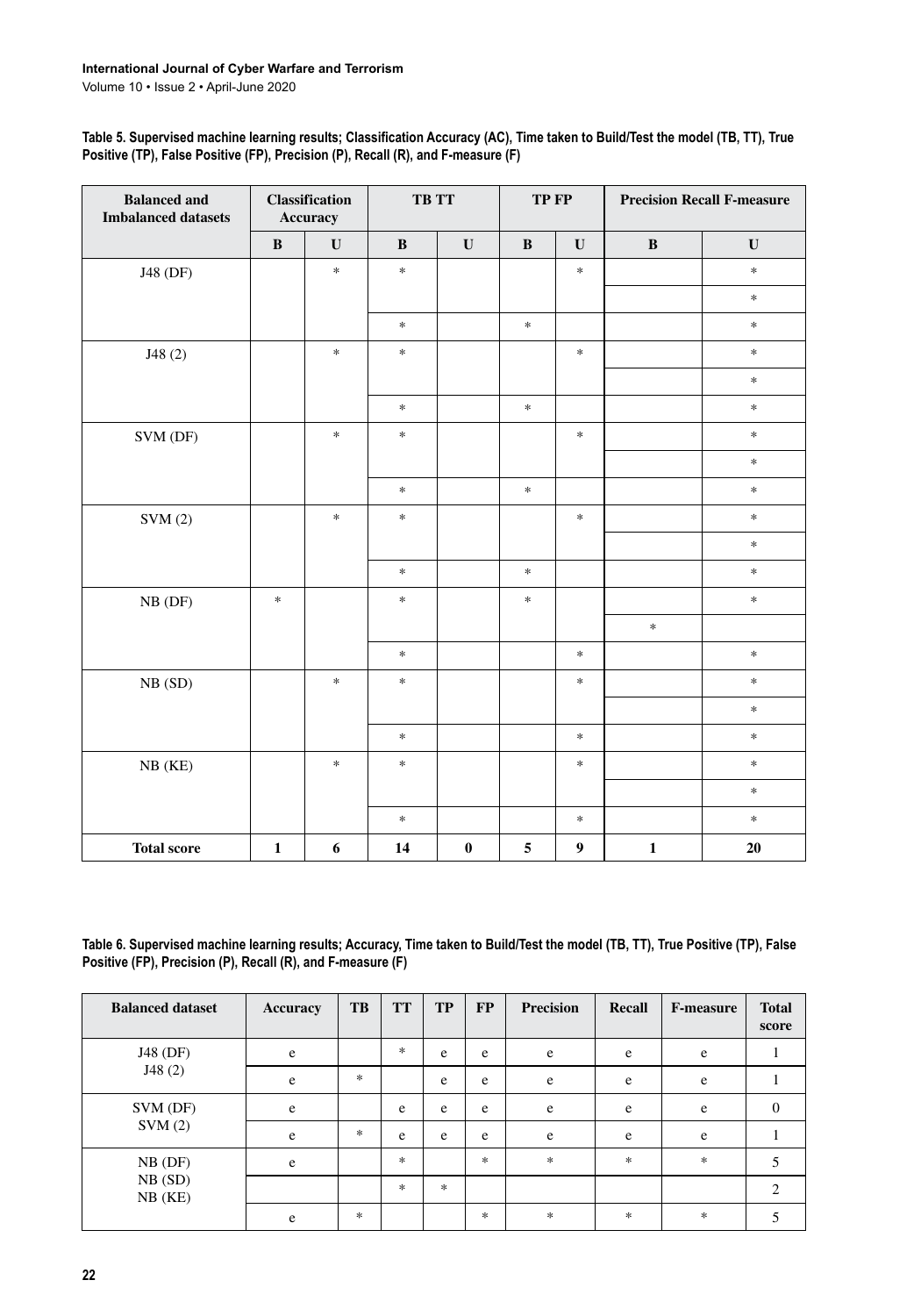**Table 5. Supervised machine learning results; Classification Accuracy (AC), Time taken to Build/Test the model (TB, TT), True Positive (TP), False Positive (FP), Precision (P), Recall (R), and F-measure (F)**

| Balanced and Imbalanced datasets | Classification Accuracy | | TB TT | | TP FP | | Precision Recall F-measure | |
|---|---|---|---|---|---|---|---|---|
| | B | U | B | U | B | U | B | U |
| J48 (DF) | | * | * | | | * | | * |
| | | | | | | | | * |
| | | | * | | * | | | * |
| J48 (2) | | * | * | | | * | | * |
| | | | | | | | | * |
| | | | * | | * | | | * |
| SVM (DF) | | * | * | | | * | | * |
| | | | | | | | | * |
| | | | * | | * | | | * |
| SVM (2) | | * | * | | | * | | * |
| | | | | | | | | * |
| | | | * | | * | | | * |
| NB (DF) | * | | * | | * | | | * |
| | | | | | | | * | |
| | | | * | | | * | | * |
| NB (SD) | | * | * | | | * | | * |
| | | | | | | | | * |
| | | | * | | | * | | * |
| NB (KE) | | * | * | | | * | | * |
| | | | | | | | | * |
| | | | * | | | * | | * |
| **Total score** | **1** | **6** | **14** | **0** | **5** | **9** | **1** | **20** |

**Table 6. Supervised machine learning results; Accuracy, Time taken to Build/Test the model (TB, TT), True Positive (TP), False Positive (FP), Precision (P), Recall (R), and F-measure (F)**

| Balanced dataset | Accuracy | TB | TT | TP | FP | Precision | Recall | F-measure | Total score |
|---|---|---|---|---|---|---|---|---|---|
| J48 (DF) | e | | * | e | e | e | e | e | 1 |
| J48 (2) | e | * | | e | e | e | e | e | 1 |
| SVM (DF) | e | | e | e | e | e | e | e | 0 |
| SVM (2) | e | * | e | e | e | e | e | e | 1 |
| NB (DF) | e | | * | | * | * | * | * | 5 |
| NB (SD) | | | * | * | | | | | 2 |
| NB (KE) | e | * | | | * | * | * | * | 5 |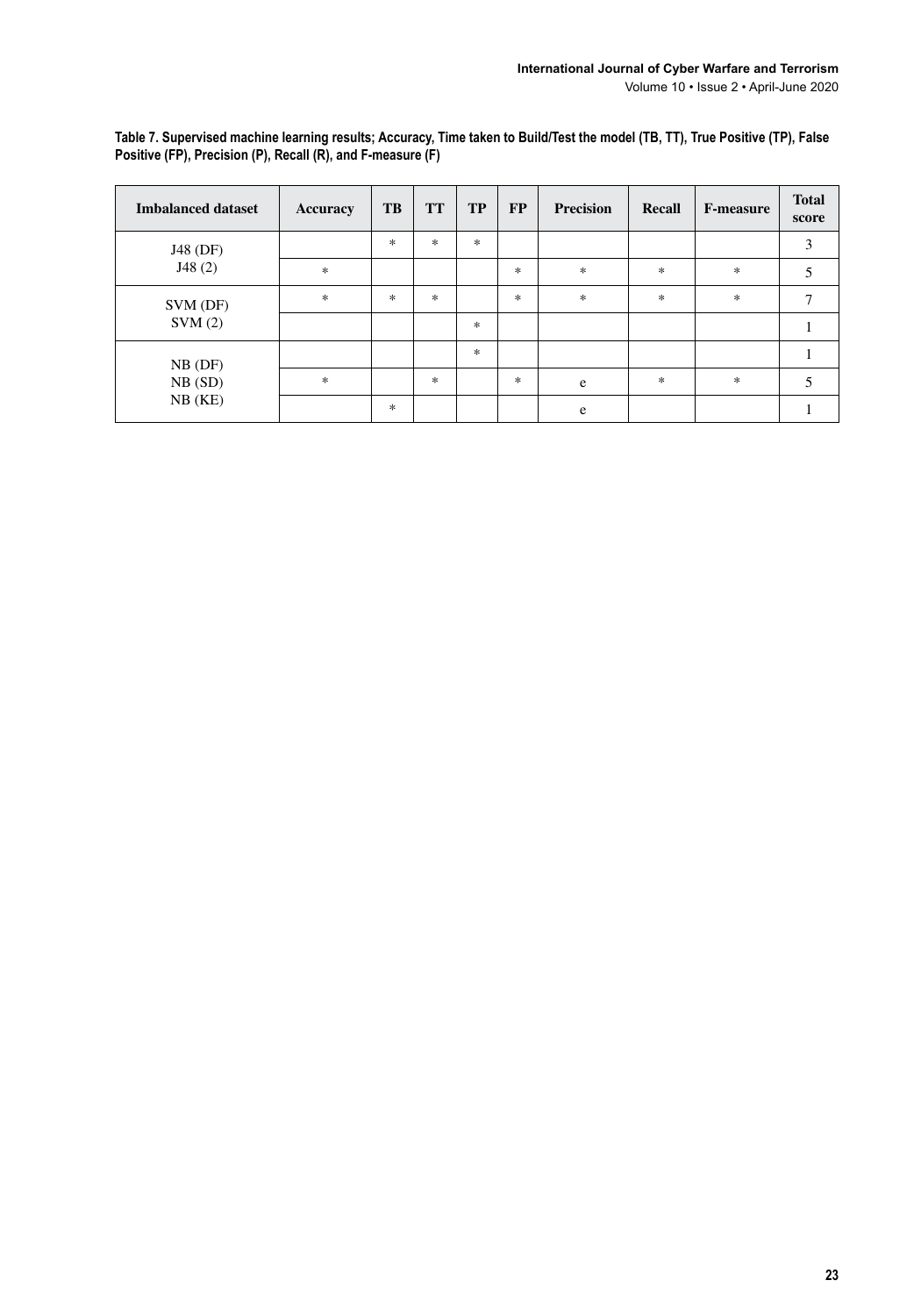**Table 7. Supervised machine learning results; Accuracy, Time taken to Build/Test the model (TB, TT), True Positive (TP), False Positive (FP), Precision (P), Recall (R), and F-measure (F)**

| Imbalanced dataset | Accuracy | TB | TT | TP | FP | Precision | Recall | F-measure | Total score |
|---|---|---|---|---|---|---|---|---|---|
| J48 (DF) | | * | * | * | | | | | 3 |
| J48 (2) | * | | | | * | * | * | * | 5 |
| SVM (DF) | * | * | * | | * | * | * | * | 7 |
| SVM (2) | | | | * | | | | | 1 |
| NB (DF) | | | | * | | | | | 1 |
| NB (SD) | * | | * | | * | e | * | * | 5 |
| NB (KE) | | * | | | | e | | | 1 |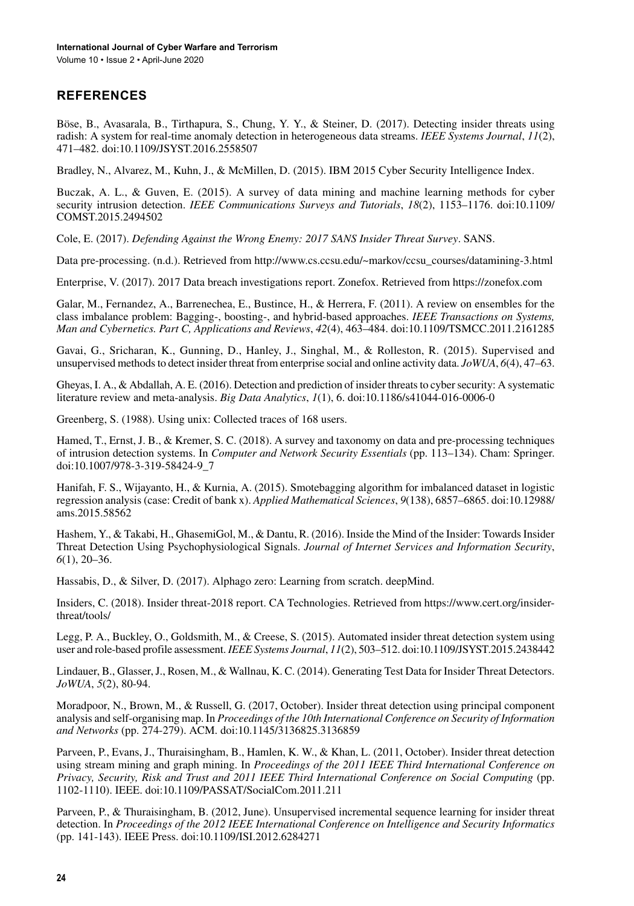## REFERENCES

Böse, B., Avasarala, B., Tirthapura, S., Chung, Y. Y., & Steiner, D. (2017). Detecting insider threats using radish: A system for real-time anomaly detection in heterogeneous data streams. *IEEE Systems Journal*, *11*(2), 471–482. doi:10.1109/JSYST.2016.2558507

Bradley, N., Alvarez, M., Kuhn, J., & McMillen, D. (2015). IBM 2015 Cyber Security Intelligence Index.

Buczak, A. L., & Guven, E. (2015). A survey of data mining and machine learning methods for cyber security intrusion detection. *IEEE Communications Surveys and Tutorials*, *18*(2), 1153–1176. doi:10.1109/COMST.2015.2494502

Cole, E. (2017). *Defending Against the Wrong Enemy: 2017 SANS Insider Threat Survey*. SANS.

Data pre-processing. (n.d.). Retrieved from http://www.cs.ccsu.edu/~markov/ccsu_courses/datamining-3.html

Enterprise, V. (2017). 2017 Data breach investigations report. Zonefox. Retrieved from https://zonefox.com

Galar, M., Fernandez, A., Barrenechea, E., Bustince, H., & Herrera, F. (2011). A review on ensembles for the class imbalance problem: Bagging-, boosting-, and hybrid-based approaches. *IEEE Transactions on Systems, Man and Cybernetics. Part C, Applications and Reviews*, *42*(4), 463–484. doi:10.1109/TSMCC.2011.2161285

Gavai, G., Sricharan, K., Gunning, D., Hanley, J., Singhal, M., & Rolleston, R. (2015). Supervised and unsupervised methods to detect insider threat from enterprise social and online activity data. *JoWUA*, *6*(4), 47–63.

Gheyas, I. A., & Abdallah, A. E. (2016). Detection and prediction of insider threats to cyber security: A systematic literature review and meta-analysis. *Big Data Analytics*, *1*(1), 6. doi:10.1186/s41044-016-0006-0

Greenberg, S. (1988). Using unix: Collected traces of 168 users.

Hamed, T., Ernst, J. B., & Kremer, S. C. (2018). A survey and taxonomy on data and pre-processing techniques of intrusion detection systems. In *Computer and Network Security Essentials* (pp. 113–134). Cham: Springer. doi:10.1007/978-3-319-58424-9_7

Hanifah, F. S., Wijayanto, H., & Kurnia, A. (2015). Smotebagging algorithm for imbalanced dataset in logistic regression analysis (case: Credit of bank x). *Applied Mathematical Sciences*, *9*(138), 6857–6865. doi:10.12988/ams.2015.58562

Hashem, Y., & Takabi, H., GhasemiGol, M., & Dantu, R. (2016). Inside the Mind of the Insider: Towards Insider Threat Detection Using Psychophysiological Signals. *Journal of Internet Services and Information Security*, *6*(1), 20–36.

Hassabis, D., & Silver, D. (2017). Alphago zero: Learning from scratch. deepMind.

Insiders, C. (2018). Insider threat-2018 report. CA Technologies. Retrieved from https://www.cert.org/insider-threat/tools/

Legg, P. A., Buckley, O., Goldsmith, M., & Creese, S. (2015). Automated insider threat detection system using user and role-based profile assessment. *IEEE Systems Journal*, *11*(2), 503–512. doi:10.1109/JSYST.2015.2438442

Lindauer, B., Glasser, J., Rosen, M., & Wallnau, K. C. (2014). Generating Test Data for Insider Threat Detectors. *JoWUA*, *5*(2), 80-94.

Moradpoor, N., Brown, M., & Russell, G. (2017, October). Insider threat detection using principal component analysis and self-organising map. In *Proceedings of the 10th International Conference on Security of Information and Networks* (pp. 274-279). ACM. doi:10.1145/3136825.3136859

Parveen, P., Evans, J., Thuraisingham, B., Hamlen, K. W., & Khan, L. (2011, October). Insider threat detection using stream mining and graph mining. In *Proceedings of the 2011 IEEE Third International Conference on Privacy, Security, Risk and Trust and 2011 IEEE Third International Conference on Social Computing* (pp. 1102-1110). IEEE. doi:10.1109/PASSAT/SocialCom.2011.211

Parveen, P., & Thuraisingham, B. (2012, June). Unsupervised incremental sequence learning for insider threat detection. In *Proceedings of the 2012 IEEE International Conference on Intelligence and Security Informatics* (pp. 141-143). IEEE Press. doi:10.1109/ISI.2012.6284271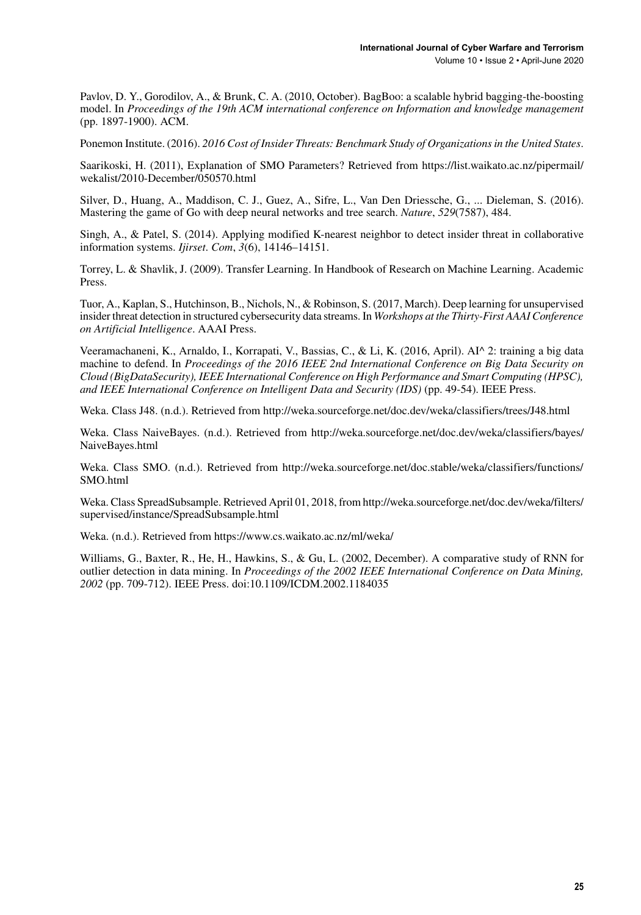Pavlov, D. Y., Gorodilov, A., & Brunk, C. A. (2010, October). BagBoo: a scalable hybrid bagging-the-boosting model. In *Proceedings of the 19th ACM international conference on Information and knowledge management* (pp. 1897-1900). ACM.

Ponemon Institute. (2016). *2016 Cost of Insider Threats: Benchmark Study of Organizations in the United States*.

Saarikoski, H. (2011), Explanation of SMO Parameters? Retrieved from https://list.waikato.ac.nz/pipermail/wekalist/2010-December/050570.html

Silver, D., Huang, A., Maddison, C. J., Guez, A., Sifre, L., Van Den Driessche, G., ... Dieleman, S. (2016). Mastering the game of Go with deep neural networks and tree search. *Nature*, *529*(7587), 484.

Singh, A., & Patel, S. (2014). Applying modified K-nearest neighbor to detect insider threat in collaborative information systems. *Ijirset. Com*, *3*(6), 14146–14151.

Torrey, L. & Shavlik, J. (2009). Transfer Learning. In Handbook of Research on Machine Learning. Academic Press.

Tuor, A., Kaplan, S., Hutchinson, B., Nichols, N., & Robinson, S. (2017, March). Deep learning for unsupervised insider threat detection in structured cybersecurity data streams. In *Workshops at the Thirty-First AAAI Conference on Artificial Intelligence*. AAAI Press.

Veeramachaneni, K., Arnaldo, I., Korrapati, V., Bassias, C., & Li, K. (2016, April). AI^ 2: training a big data machine to defend. In *Proceedings of the 2016 IEEE 2nd International Conference on Big Data Security on Cloud (BigDataSecurity), IEEE International Conference on High Performance and Smart Computing (HPSC), and IEEE International Conference on Intelligent Data and Security (IDS)* (pp. 49-54). IEEE Press.

Weka. Class J48. (n.d.). Retrieved from http://weka.sourceforge.net/doc.dev/weka/classifiers/trees/J48.html

Weka. Class NaiveBayes. (n.d.). Retrieved from http://weka.sourceforge.net/doc.dev/weka/classifiers/bayes/NaiveBayes.html

Weka. Class SMO. (n.d.). Retrieved from http://weka.sourceforge.net/doc.stable/weka/classifiers/functions/SMO.html

Weka. Class SpreadSubsample. Retrieved April 01, 2018, from http://weka.sourceforge.net/doc.dev/weka/filters/supervised/instance/SpreadSubsample.html

Weka. (n.d.). Retrieved from https://www.cs.waikato.ac.nz/ml/weka/

Williams, G., Baxter, R., He, H., Hawkins, S., & Gu, L. (2002, December). A comparative study of RNN for outlier detection in data mining. In *Proceedings of the 2002 IEEE International Conference on Data Mining, 2002* (pp. 709-712). IEEE Press. doi:10.1109/ICDM.2002.1184035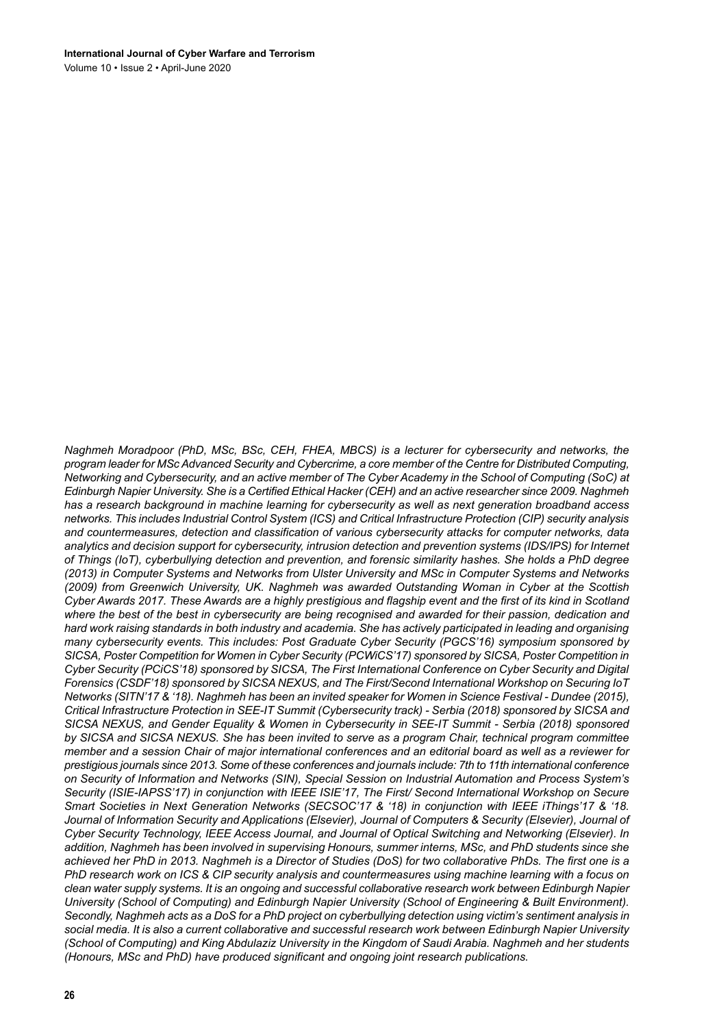*Naghmeh Moradpoor (PhD, MSc, BSc, CEH, FHEA, MBCS) is a lecturer for cybersecurity and networks, the program leader for MSc Advanced Security and Cybercrime, a core member of the Centre for Distributed Computing, Networking and Cybersecurity, and an active member of The Cyber Academy in the School of Computing (SoC) at Edinburgh Napier University. She is a Certified Ethical Hacker (CEH) and an active researcher since 2009. Naghmeh has a research background in machine learning for cybersecurity as well as next generation broadband access networks. This includes Industrial Control System (ICS) and Critical Infrastructure Protection (CIP) security analysis and countermeasures, detection and classification of various cybersecurity attacks for computer networks, data analytics and decision support for cybersecurity, intrusion detection and prevention systems (IDS/IPS) for Internet of Things (IoT), cyberbullying detection and prevention, and forensic similarity hashes. She holds a PhD degree (2013) in Computer Systems and Networks from Ulster University and MSc in Computer Systems and Networks (2009) from Greenwich University, UK. Naghmeh was awarded Outstanding Woman in Cyber at the Scottish Cyber Awards 2017. These Awards are a highly prestigious and flagship event and the first of its kind in Scotland where the best of the best in cybersecurity are being recognised and awarded for their passion, dedication and hard work raising standards in both industry and academia. She has actively participated in leading and organising many cybersecurity events. This includes: Post Graduate Cyber Security (PGCS'16) symposium sponsored by SICSA, Poster Competition for Women in Cyber Security (PCWiCS'17) sponsored by SICSA, Poster Competition in Cyber Security (PCiCS'18) sponsored by SICSA, The First International Conference on Cyber Security and Digital Forensics (CSDF'18) sponsored by SICSA NEXUS, and The First/Second International Workshop on Securing IoT Networks (SITN'17 & '18). Naghmeh has been an invited speaker for Women in Science Festival - Dundee (2015), Critical Infrastructure Protection in SEE-IT Summit (Cybersecurity track) - Serbia (2018) sponsored by SICSA and SICSA NEXUS, and Gender Equality & Women in Cybersecurity in SEE-IT Summit - Serbia (2018) sponsored by SICSA and SICSA NEXUS. She has been invited to serve as a program Chair, technical program committee member and a session Chair of major international conferences and an editorial board as well as a reviewer for prestigious journals since 2013. Some of these conferences and journals include: 7th to 11th international conference on Security of Information and Networks (SIN), Special Session on Industrial Automation and Process System's Security (ISIE-IAPSS'17) in conjunction with IEEE ISIE'17, The First/ Second International Workshop on Secure Smart Societies in Next Generation Networks (SECSOC'17 & '18) in conjunction with IEEE iThings'17 & '18. Journal of Information Security and Applications (Elsevier), Journal of Computers & Security (Elsevier), Journal of Cyber Security Technology, IEEE Access Journal, and Journal of Optical Switching and Networking (Elsevier). In addition, Naghmeh has been involved in supervising Honours, summer interns, MSc, and PhD students since she achieved her PhD in 2013. Naghmeh is a Director of Studies (DoS) for two collaborative PhDs. The first one is a PhD research work on ICS & CIP security analysis and countermeasures using machine learning with a focus on clean water supply systems. It is an ongoing and successful collaborative research work between Edinburgh Napier University (School of Computing) and Edinburgh Napier University (School of Engineering & Built Environment). Secondly, Naghmeh acts as a DoS for a PhD project on cyberbullying detection using victim's sentiment analysis in social media. It is also a current collaborative and successful research work between Edinburgh Napier University (School of Computing) and King Abdulaziz University in the Kingdom of Saudi Arabia. Naghmeh and her students (Honours, MSc and PhD) have produced significant and ongoing joint research publications.*